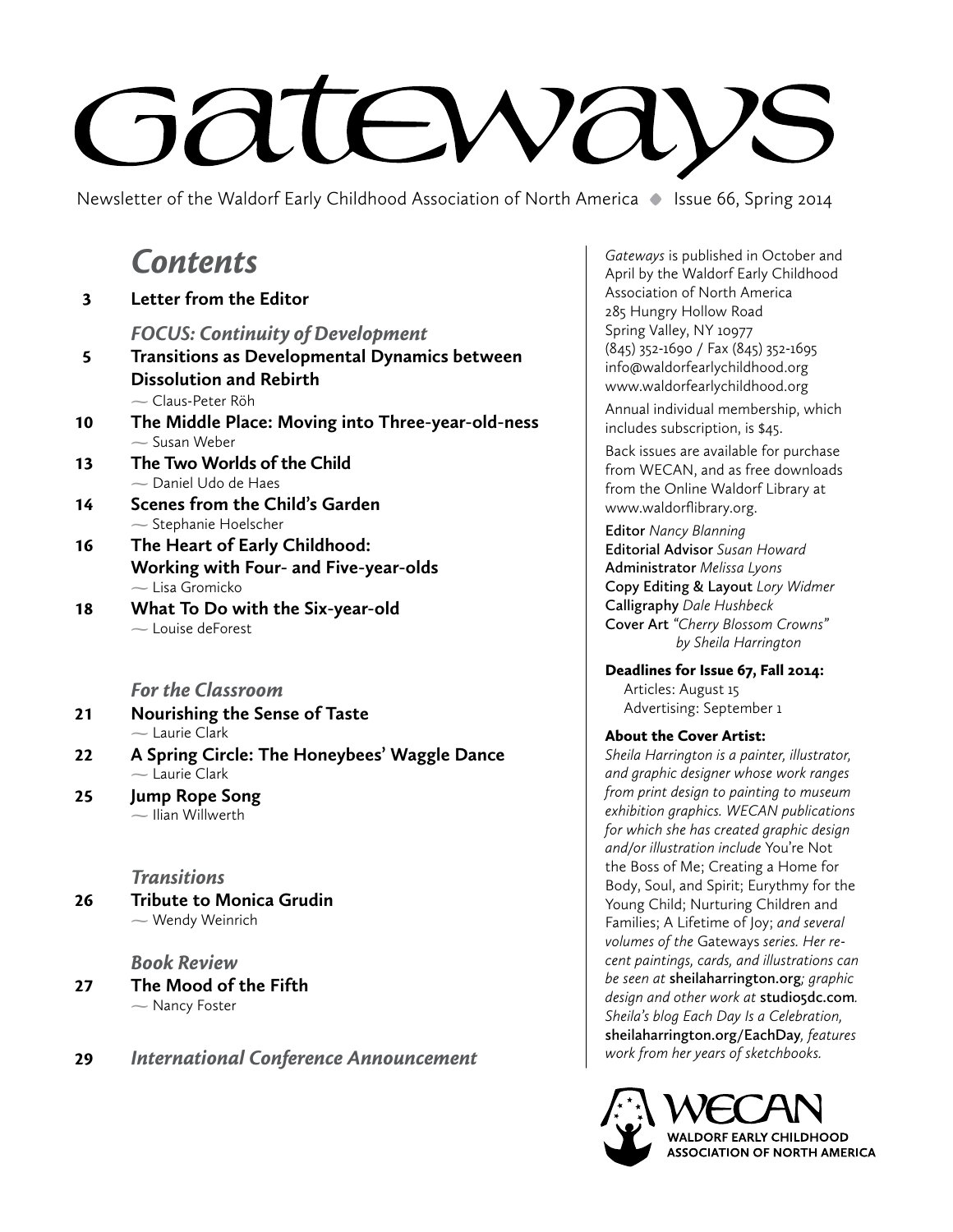# Gateways

Newsletter of the Waldorf Early Childhood Association of North America ◆ Issue 66, Spring 2014

## *Contents*

**3** **Letter from the Editor**

### *FOCUS: Continuity of Development*

**5** **Transitions as Developmental Dynamics between Dissolution and Rebirth**
~ Claus-Peter Röh

**10** **The Middle Place: Moving into Three-year-old-ness**
~ Susan Weber

**13** **The Two Worlds of the Child**
~ Daniel Udo de Haes

**14** **Scenes from the Child's Garden**
~ Stephanie Hoelscher

**16** **The Heart of Early Childhood: Working with Four- and Five-year-olds**
~ Lisa Gromicko

**18** **What To Do with the Six-year-old**
~ Louise deForest

### *For the Classroom*

**21** **Nourishing the Sense of Taste**
~ Laurie Clark

**22** **A Spring Circle: The Honeybees' Waggle Dance**
~ Laurie Clark

**25** **Jump Rope Song**
~ Ilian Willwerth

### *Transitions*

**26** **Tribute to Monica Grudin**
~ Wendy Weinrich

### *Book Review*

**27** **The Mood of the Fifth**
~ Nancy Foster

**29** ***International Conference Announcement***

---

*Gateways* is published in October and April by the Waldorf Early Childhood Association of North America
285 Hungry Hollow Road
Spring Valley, NY 10977
(845) 352-1690 / Fax (845) 352-1695
info@waldorfearlychildhood.org
www.waldorfearlychildhood.org

Annual individual membership, which includes subscription, is $45.

Back issues are available for purchase from WECAN, and as free downloads from the Online Waldorf Library at www.waldorflibrary.org.

**Editor** *Nancy Blanning*
**Editorial Advisor** *Susan Howard*
**Administrator** *Melissa Lyons*
**Copy Editing & Layout** *Lory Widmer*
**Calligraphy** *Dale Hushbeck*
**Cover Art** *"Cherry Blossom Crowns" by Sheila Harrington*

**Deadlines for Issue 67, Fall 2014:**
Articles: August 15
Advertising: September 1

**About the Cover Artist:**
*Sheila Harrington is a painter, illustrator, and graphic designer whose work ranges from print design to painting to museum exhibition graphics. WECAN publications for which she has created graphic design and/or illustration include* You're Not the Boss of Me; Creating a Home for Body, Soul, and Spirit; Eurythmy for the Young Child; Nurturing Children and Families; A Lifetime of Joy; *and several volumes of the* Gateways *series. Her recent paintings, cards, and illustrations can be seen at* sheilaharrington.org*; graphic design and other work at* studio5dc.com*. Sheila's blog Each Day Is a Celebration,* sheilaharrington.org/EachDay*, features work from her years of sketchbooks.*

WECAN
WALDORF EARLY CHILDHOOD ASSOCIATION OF NORTH AMERICA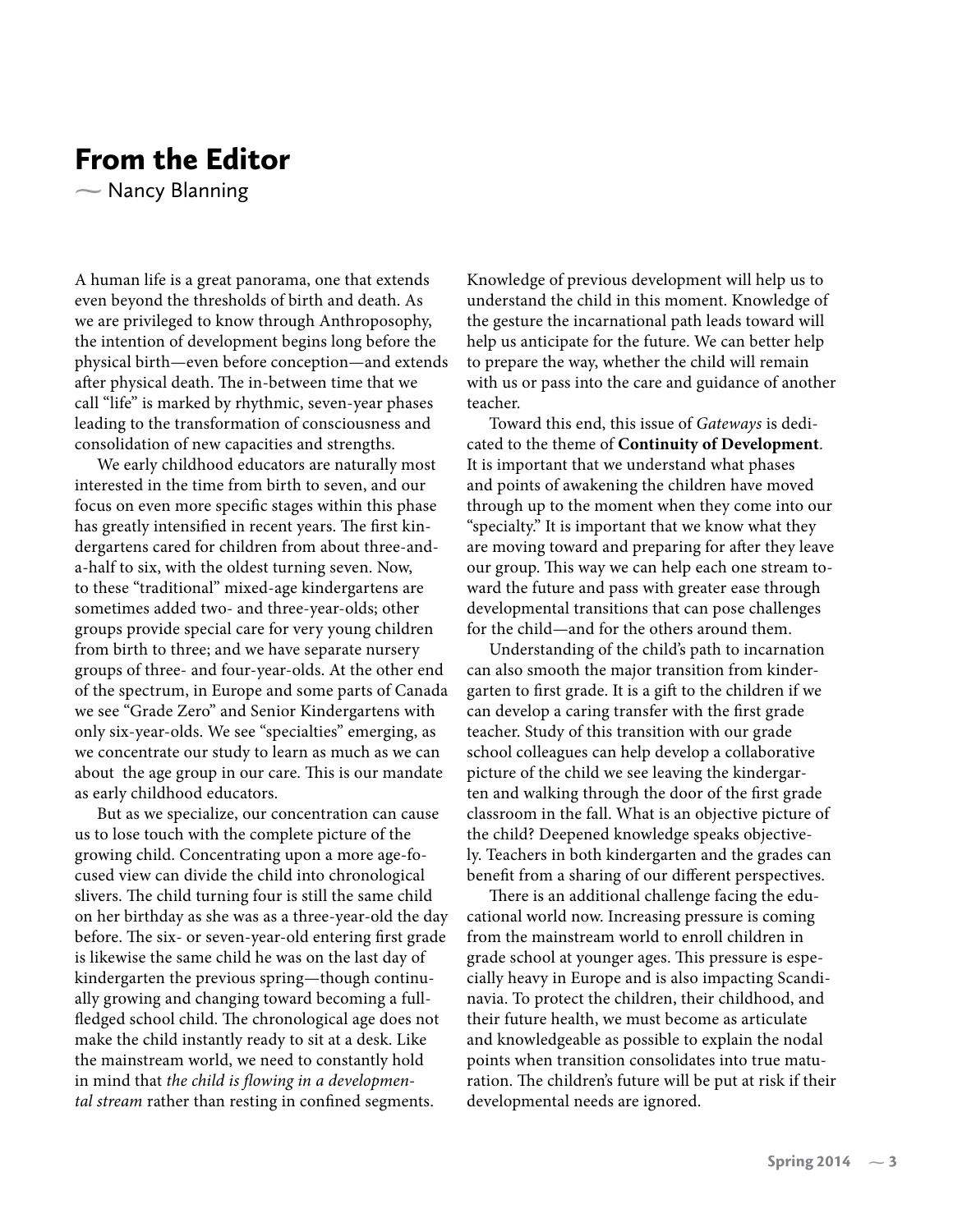# From the Editor

— Nancy Blanning

A human life is a great panorama, one that extends even beyond the thresholds of birth and death. As we are privileged to know through Anthroposophy, the intention of development begins long before the physical birth—even before conception—and extends after physical death. The in-between time that we call "life" is marked by rhythmic, seven-year phases leading to the transformation of consciousness and consolidation of new capacities and strengths.

We early childhood educators are naturally most interested in the time from birth to seven, and our focus on even more specific stages within this phase has greatly intensified in recent years. The first kindergartens cared for children from about three-and-a-half to six, with the oldest turning seven. Now, to these "traditional" mixed-age kindergartens are sometimes added two- and three-year-olds; other groups provide special care for very young children from birth to three; and we have separate nursery groups of three- and four-year-olds. At the other end of the spectrum, in Europe and some parts of Canada we see "Grade Zero" and Senior Kindergartens with only six-year-olds. We see "specialties" emerging, as we concentrate our study to learn as much as we can about the age group in our care. This is our mandate as early childhood educators.

But as we specialize, our concentration can cause us to lose touch with the complete picture of the growing child. Concentrating upon a more age-focused view can divide the child into chronological slivers. The child turning four is still the same child on her birthday as she was as a three-year-old the day before. The six- or seven-year-old entering first grade is likewise the same child he was on the last day of kindergarten the previous spring—though continually growing and changing toward becoming a full-fledged school child. The chronological age does not make the child instantly ready to sit at a desk. Like the mainstream world, we need to constantly hold in mind that *the child is flowing in a developmental stream* rather than resting in confined segments.

Knowledge of previous development will help us to understand the child in this moment. Knowledge of the gesture the incarnational path leads toward will help us anticipate for the future. We can better help to prepare the way, whether the child will remain with us or pass into the care and guidance of another teacher.

Toward this end, this issue of *Gateways* is dedicated to the theme of **Continuity of Development**. It is important that we understand what phases and points of awakening the children have moved through up to the moment when they come into our "specialty." It is important that we know what they are moving toward and preparing for after they leave our group. This way we can help each one stream toward the future and pass with greater ease through developmental transitions that can pose challenges for the child—and for the others around them.

Understanding of the child's path to incarnation can also smooth the major transition from kindergarten to first grade. It is a gift to the children if we can develop a caring transfer with the first grade teacher. Study of this transition with our grade school colleagues can help develop a collaborative picture of the child we see leaving the kindergarten and walking through the door of the first grade classroom in the fall. What is an objective picture of the child? Deepened knowledge speaks objectively. Teachers in both kindergarten and the grades can benefit from a sharing of our different perspectives.

There is an additional challenge facing the educational world now. Increasing pressure is coming from the mainstream world to enroll children in grade school at younger ages. This pressure is especially heavy in Europe and is also impacting Scandinavia. To protect the children, their childhood, and their future health, we must become as articulate and knowledgeable as possible to explain the nodal points when transition consolidates into true maturation. The children's future will be put at risk if their developmental needs are ignored.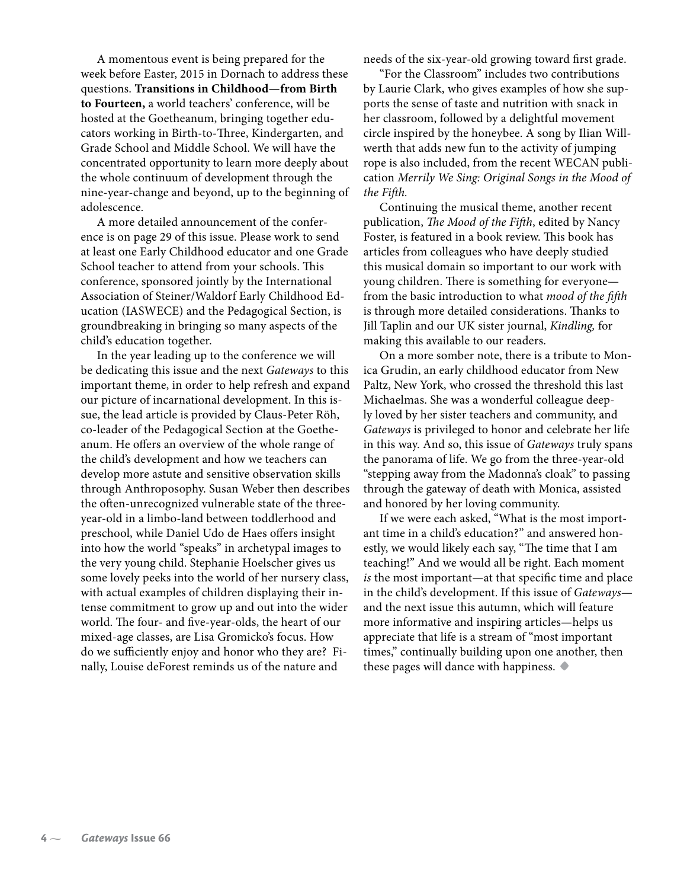A momentous event is being prepared for the week before Easter, 2015 in Dornach to address these questions. **Transitions in Childhood—from Birth to Fourteen,** a world teachers' conference, will be hosted at the Goetheanum, bringing together educators working in Birth-to-Three, Kindergarten, and Grade School and Middle School. We will have the concentrated opportunity to learn more deeply about the whole continuum of development through the nine-year-change and beyond, up to the beginning of adolescence.

A more detailed announcement of the conference is on page 29 of this issue. Please work to send at least one Early Childhood educator and one Grade School teacher to attend from your schools. This conference, sponsored jointly by the International Association of Steiner/Waldorf Early Childhood Education (IASWECE) and the Pedagogical Section, is groundbreaking in bringing so many aspects of the child's education together.

In the year leading up to the conference we will be dedicating this issue and the next *Gateways* to this important theme, in order to help refresh and expand our picture of incarnational development. In this issue, the lead article is provided by Claus-Peter Röh, co-leader of the Pedagogical Section at the Goetheanum. He offers an overview of the whole range of the child's development and how we teachers can develop more astute and sensitive observation skills through Anthroposophy. Susan Weber then describes the often-unrecognized vulnerable state of the three-year-old in a limbo-land between toddlerhood and preschool, while Daniel Udo de Haes offers insight into how the world "speaks" in archetypal images to the very young child. Stephanie Hoelscher gives us some lovely peeks into the world of her nursery class, with actual examples of children displaying their intense commitment to grow up and out into the wider world. The four- and five-year-olds, the heart of our mixed-age classes, are Lisa Gromicko's focus. How do we sufficiently enjoy and honor who they are? Finally, Louise deForest reminds us of the nature and needs of the six-year-old growing toward first grade.

"For the Classroom" includes two contributions by Laurie Clark, who gives examples of how she supports the sense of taste and nutrition with snack in her classroom, followed by a delightful movement circle inspired by the honeybee. A song by Ilian Willwerth that adds new fun to the activity of jumping rope is also included, from the recent WECAN publication *Merrily We Sing: Original Songs in the Mood of the Fifth*.

Continuing the musical theme, another recent publication, *The Mood of the Fifth*, edited by Nancy Foster, is featured in a book review. This book has articles from colleagues who have deeply studied this musical domain so important to our work with young children. There is something for everyone—from the basic introduction to what *mood of the fifth* is through more detailed considerations. Thanks to Jill Taplin and our UK sister journal, *Kindling,* for making this available to our readers.

On a more somber note, there is a tribute to Monica Grudin, an early childhood educator from New Paltz, New York, who crossed the threshold this last Michaelmas. She was a wonderful colleague deeply loved by her sister teachers and community, and *Gateways* is privileged to honor and celebrate her life in this way. And so, this issue of *Gateways* truly spans the panorama of life. We go from the three-year-old "stepping away from the Madonna's cloak" to passing through the gateway of death with Monica, assisted and honored by her loving community.

If we were each asked, "What is the most important time in a child's education?" and answered honestly, we would likely each say, "The time that I am teaching!" And we would all be right. Each moment *is* the most important—at that specific time and place in the child's development. If this issue of *Gateways*—and the next issue this autumn, which will feature more informative and inspiring articles—helps us appreciate that life is a stream of "most important times," continually building upon one another, then these pages will dance with happiness. ◆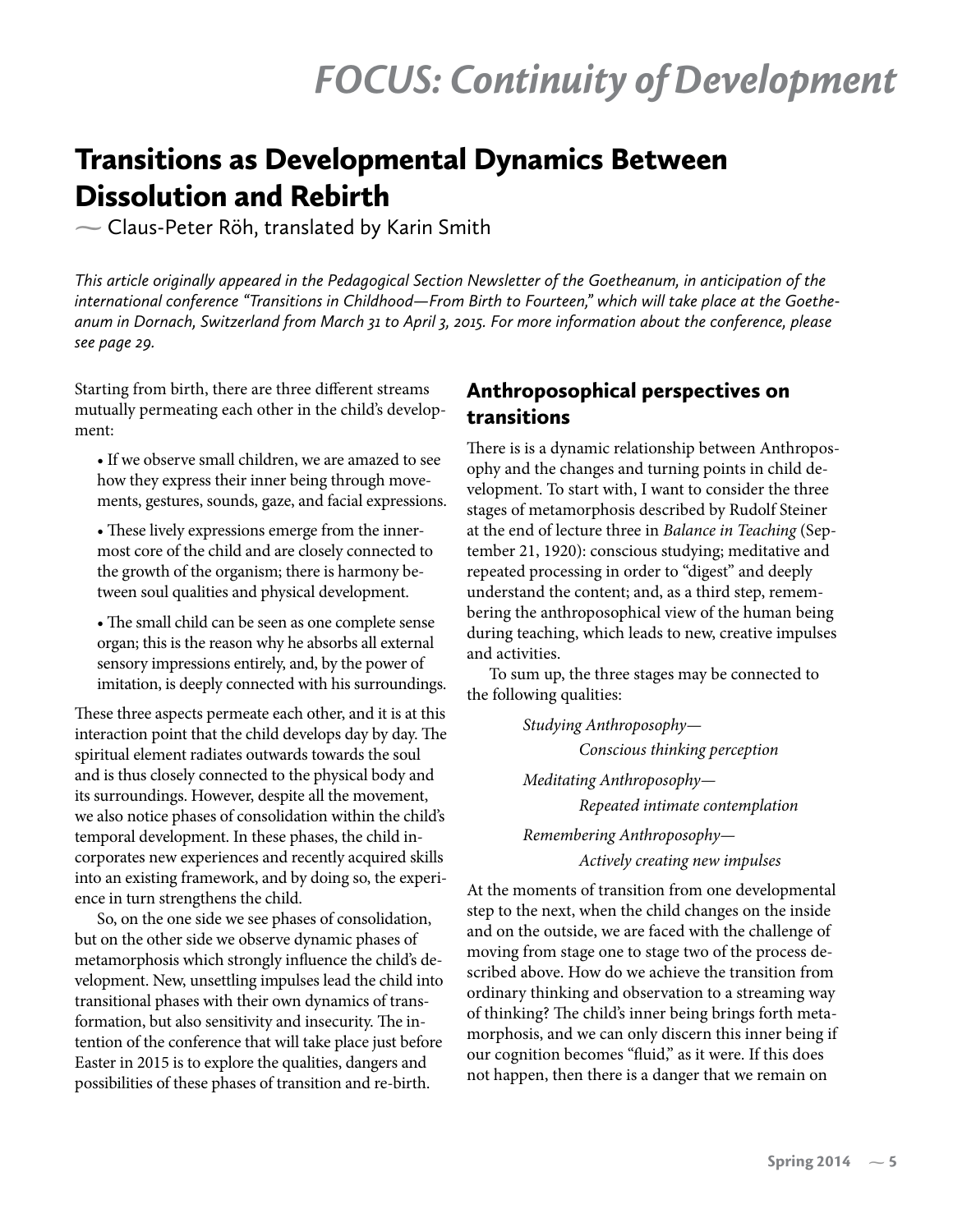# FOCUS: Continuity of Development

## Transitions as Developmental Dynamics Between Dissolution and Rebirth

~ Claus-Peter Röh, translated by Karin Smith

*This article originally appeared in the Pedagogical Section Newsletter of the Goetheanum, in anticipation of the international conference "Transitions in Childhood—From Birth to Fourteen," which will take place at the Goetheanum in Dornach, Switzerland from March 31 to April 3, 2015. For more information about the conference, please see page 29.*

Starting from birth, there are three different streams mutually permeating each other in the child's development:

- If we observe small children, we are amazed to see how they express their inner being through movements, gestures, sounds, gaze, and facial expressions.
- These lively expressions emerge from the innermost core of the child and are closely connected to the growth of the organism; there is harmony between soul qualities and physical development.
- The small child can be seen as one complete sense organ; this is the reason why he absorbs all external sensory impressions entirely, and, by the power of imitation, is deeply connected with his surroundings.

These three aspects permeate each other, and it is at this interaction point that the child develops day by day. The spiritual element radiates outwards towards the soul and is thus closely connected to the physical body and its surroundings. However, despite all the movement, we also notice phases of consolidation within the child's temporal development. In these phases, the child incorporates new experiences and recently acquired skills into an existing framework, and by doing so, the experience in turn strengthens the child.

So, on the one side we see phases of consolidation, but on the other side we observe dynamic phases of metamorphosis which strongly influence the child's development. New, unsettling impulses lead the child into transitional phases with their own dynamics of transformation, but also sensitivity and insecurity. The intention of the conference that will take place just before Easter in 2015 is to explore the qualities, dangers and possibilities of these phases of transition and re-birth.

### Anthroposophical perspectives on transitions

There is is a dynamic relationship between Anthroposophy and the changes and turning points in child development. To start with, I want to consider the three stages of metamorphosis described by Rudolf Steiner at the end of lecture three in *Balance in Teaching* (September 21, 1920): conscious studying; meditative and repeated processing in order to "digest" and deeply understand the content; and, as a third step, remembering the anthroposophical view of the human being during teaching, which leads to new, creative impulses and activities.

To sum up, the three stages may be connected to the following qualities:

*Studying Anthroposophy—*
*Conscious thinking perception*

*Meditating Anthroposophy—*
*Repeated intimate contemplation*

*Remembering Anthroposophy—*
*Actively creating new impulses*

At the moments of transition from one developmental step to the next, when the child changes on the inside and on the outside, we are faced with the challenge of moving from stage one to stage two of the process described above. How do we achieve the transition from ordinary thinking and observation to a streaming way of thinking? The child's inner being brings forth metamorphosis, and we can only discern this inner being if our cognition becomes "fluid," as it were. If this does not happen, then there is a danger that we remain on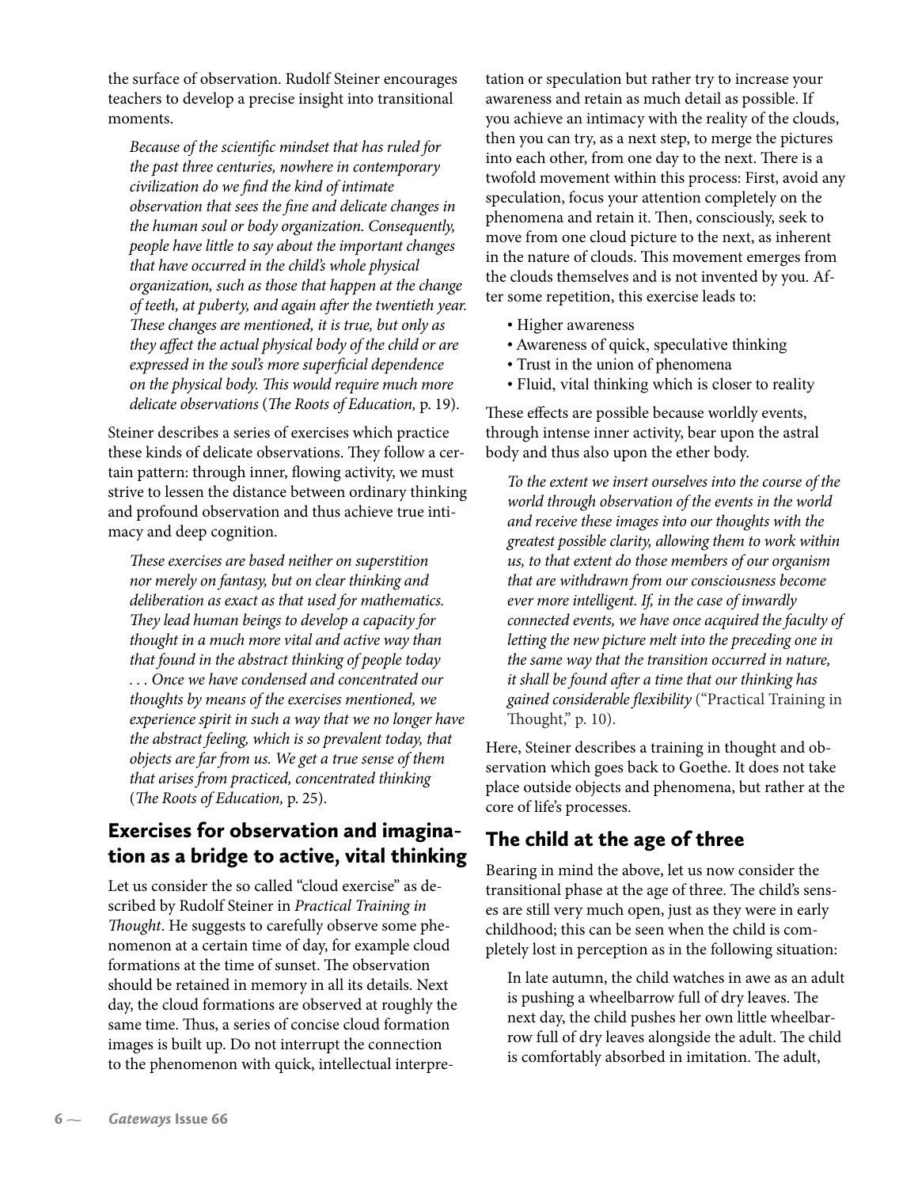the surface of observation. Rudolf Steiner encourages teachers to develop a precise insight into transitional moments.

> *Because of the scientific mindset that has ruled for the past three centuries, nowhere in contemporary civilization do we find the kind of intimate observation that sees the fine and delicate changes in the human soul or body organization. Consequently, people have little to say about the important changes that have occurred in the child's whole physical organization, such as those that happen at the change of teeth, at puberty, and again after the twentieth year. These changes are mentioned, it is true, but only as they affect the actual physical body of the child or are expressed in the soul's more superficial dependence on the physical body. This would require much more delicate observations* (*The Roots of Education,* p. 19).

Steiner describes a series of exercises which practice these kinds of delicate observations. They follow a certain pattern: through inner, flowing activity, we must strive to lessen the distance between ordinary thinking and profound observation and thus achieve true intimacy and deep cognition.

> *These exercises are based neither on superstition nor merely on fantasy, but on clear thinking and deliberation as exact as that used for mathematics. They lead human beings to develop a capacity for thought in a much more vital and active way than that found in the abstract thinking of people today . . . Once we have condensed and concentrated our thoughts by means of the exercises mentioned, we experience spirit in such a way that we no longer have the abstract feeling, which is so prevalent today, that objects are far from us. We get a true sense of them that arises from practiced, concentrated thinking* (*The Roots of Education,* p. 25).

## Exercises for observation and imagination as a bridge to active, vital thinking

Let us consider the so called "cloud exercise" as described by Rudolf Steiner in *Practical Training in Thought*. He suggests to carefully observe some phenomenon at a certain time of day, for example cloud formations at the time of sunset. The observation should be retained in memory in all its details. Next day, the cloud formations are observed at roughly the same time. Thus, a series of concise cloud formation images is built up. Do not interrupt the connection to the phenomenon with quick, intellectual interpretation or speculation but rather try to increase your awareness and retain as much detail as possible. If you achieve an intimacy with the reality of the clouds, then you can try, as a next step, to merge the pictures into each other, from one day to the next. There is a twofold movement within this process: First, avoid any speculation, focus your attention completely on the phenomena and retain it. Then, consciously, seek to move from one cloud picture to the next, as inherent in the nature of clouds. This movement emerges from the clouds themselves and is not invented by you. After some repetition, this exercise leads to:

- Higher awareness
- Awareness of quick, speculative thinking
- Trust in the union of phenomena
- Fluid, vital thinking which is closer to reality

These effects are possible because worldly events, through intense inner activity, bear upon the astral body and thus also upon the ether body.

> *To the extent we insert ourselves into the course of the world through observation of the events in the world and receive these images into our thoughts with the greatest possible clarity, allowing them to work within us, to that extent do those members of our organism that are withdrawn from our consciousness become ever more intelligent. If, in the case of inwardly connected events, we have once acquired the faculty of letting the new picture melt into the preceding one in the same way that the transition occurred in nature, it shall be found after a time that our thinking has gained considerable flexibility* ("Practical Training in Thought," p. 10).

Here, Steiner describes a training in thought and observation which goes back to Goethe. It does not take place outside objects and phenomena, but rather at the core of life's processes.

## The child at the age of three

Bearing in mind the above, let us now consider the transitional phase at the age of three. The child's senses are still very much open, just as they were in early childhood; this can be seen when the child is completely lost in perception as in the following situation:

> In late autumn, the child watches in awe as an adult is pushing a wheelbarrow full of dry leaves. The next day, the child pushes her own little wheelbarrow full of dry leaves alongside the adult. The child is comfortably absorbed in imitation. The adult,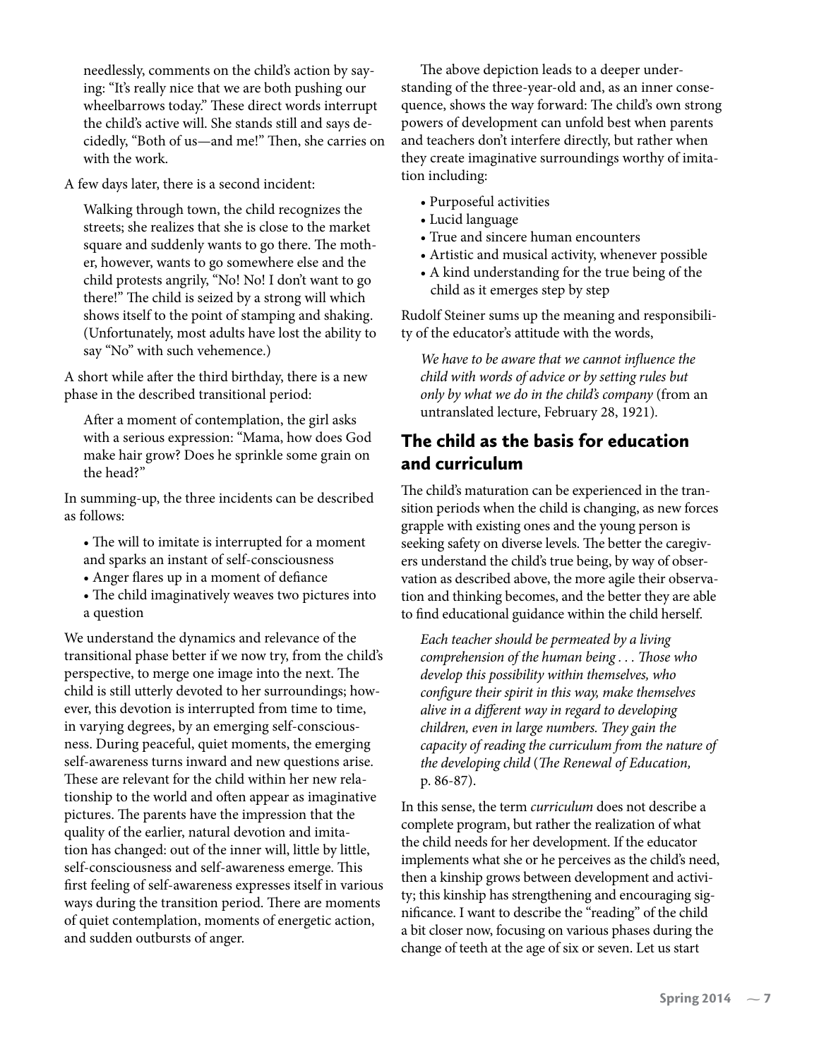needlessly, comments on the child's action by saying: "It's really nice that we are both pushing our wheelbarrows today." These direct words interrupt the child's active will. She stands still and says decidedly, "Both of us—and me!" Then, she carries on with the work.

A few days later, there is a second incident:

> Walking through town, the child recognizes the streets; she realizes that she is close to the market square and suddenly wants to go there. The mother, however, wants to go somewhere else and the child protests angrily, "No! No! I don't want to go there!" The child is seized by a strong will which shows itself to the point of stamping and shaking. (Unfortunately, most adults have lost the ability to say "No" with such vehemence.)

A short while after the third birthday, there is a new phase in the described transitional period:

> After a moment of contemplation, the girl asks with a serious expression: "Mama, how does God make hair grow? Does he sprinkle some grain on the head?"

In summing-up, the three incidents can be described as follows:

- The will to imitate is interrupted for a moment and sparks an instant of self-consciousness
- Anger flares up in a moment of defiance
- The child imaginatively weaves two pictures into a question

We understand the dynamics and relevance of the transitional phase better if we now try, from the child's perspective, to merge one image into the next. The child is still utterly devoted to her surroundings; however, this devotion is interrupted from time to time, in varying degrees, by an emerging self-consciousness. During peaceful, quiet moments, the emerging self-awareness turns inward and new questions arise. These are relevant for the child within her new relationship to the world and often appear as imaginative pictures. The parents have the impression that the quality of the earlier, natural devotion and imitation has changed: out of the inner will, little by little, self-consciousness and self-awareness emerge. This first feeling of self-awareness expresses itself in various ways during the transition period. There are moments of quiet contemplation, moments of energetic action, and sudden outbursts of anger.

The above depiction leads to a deeper understanding of the three-year-old and, as an inner consequence, shows the way forward: The child's own strong powers of development can unfold best when parents and teachers don't interfere directly, but rather when they create imaginative surroundings worthy of imitation including:

- Purposeful activities
- Lucid language
- True and sincere human encounters
- Artistic and musical activity, whenever possible
- A kind understanding for the true being of the child as it emerges step by step

Rudolf Steiner sums up the meaning and responsibility of the educator's attitude with the words,

> *We have to be aware that we cannot influence the child with words of advice or by setting rules but only by what we do in the child's company* (from an untranslated lecture, February 28, 1921).

## The child as the basis for education and curriculum

The child's maturation can be experienced in the transition periods when the child is changing, as new forces grapple with existing ones and the young person is seeking safety on diverse levels. The better the caregivers understand the child's true being, by way of observation as described above, the more agile their observation and thinking becomes, and the better they are able to find educational guidance within the child herself.

> *Each teacher should be permeated by a living comprehension of the human being . . . Those who develop this possibility within themselves, who configure their spirit in this way, make themselves alive in a different way in regard to developing children, even in large numbers. They gain the capacity of reading the curriculum from the nature of the developing child* (*The Renewal of Education,* p. 86-87).

In this sense, the term *curriculum* does not describe a complete program, but rather the realization of what the child needs for her development. If the educator implements what she or he perceives as the child's need, then a kinship grows between development and activity; this kinship has strengthening and encouraging significance. I want to describe the "reading" of the child a bit closer now, focusing on various phases during the change of teeth at the age of six or seven. Let us start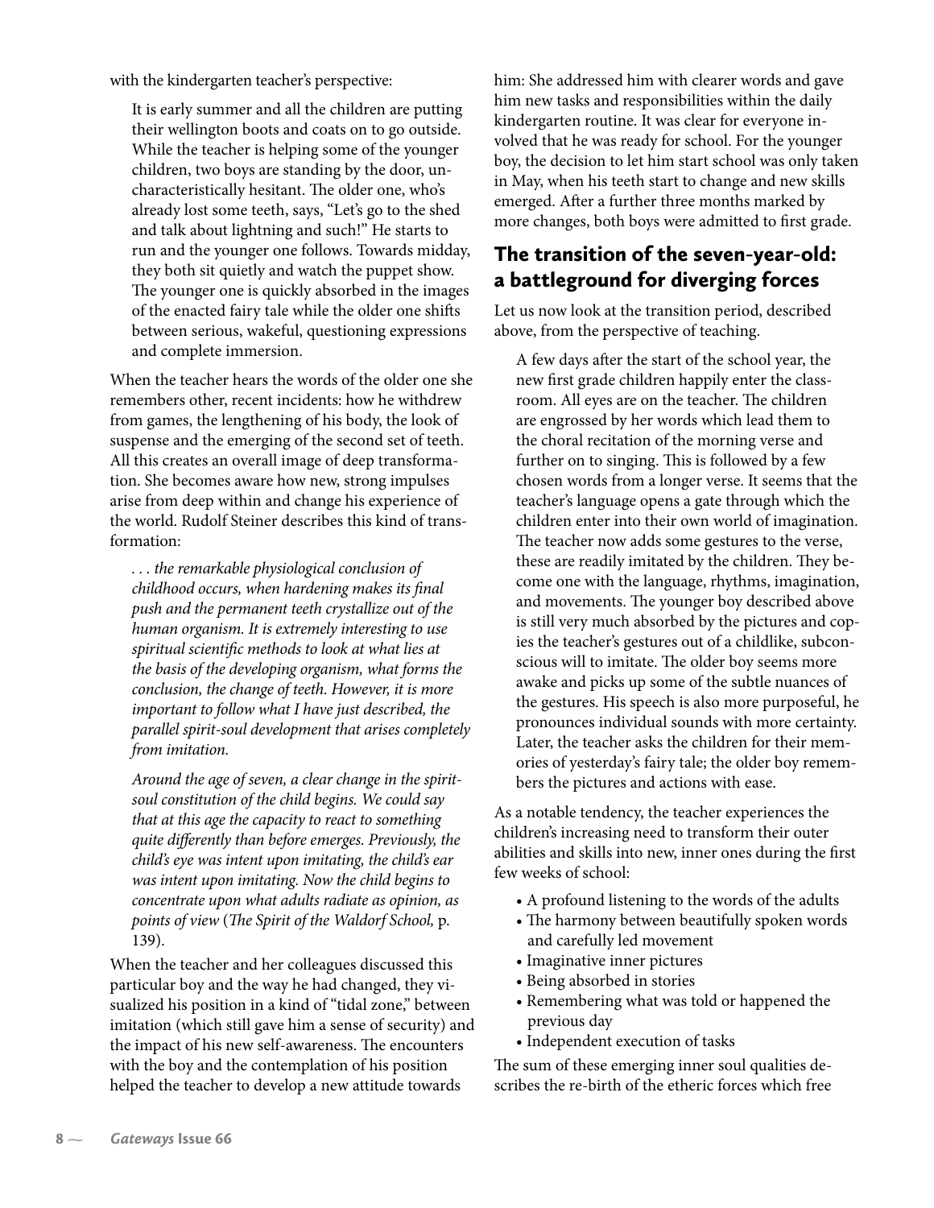with the kindergarten teacher's perspective:

> It is early summer and all the children are putting their wellington boots and coats on to go outside. While the teacher is helping some of the younger children, two boys are standing by the door, uncharacteristically hesitant. The older one, who's already lost some teeth, says, "Let's go to the shed and talk about lightning and such!" He starts to run and the younger one follows. Towards midday, they both sit quietly and watch the puppet show. The younger one is quickly absorbed in the images of the enacted fairy tale while the older one shifts between serious, wakeful, questioning expressions and complete immersion.

When the teacher hears the words of the older one she remembers other, recent incidents: how he withdrew from games, the lengthening of his body, the look of suspense and the emerging of the second set of teeth. All this creates an overall image of deep transformation. She becomes aware how new, strong impulses arise from deep within and change his experience of the world. Rudolf Steiner describes this kind of transformation:

> *. . . the remarkable physiological conclusion of childhood occurs, when hardening makes its final push and the permanent teeth crystallize out of the human organism. It is extremely interesting to use spiritual scientific methods to look at what lies at the basis of the developing organism, what forms the conclusion, the change of teeth. However, it is more important to follow what I have just described, the parallel spirit-soul development that arises completely from imitation.*
>
> *Around the age of seven, a clear change in the spirit-soul constitution of the child begins. We could say that at this age the capacity to react to something quite differently than before emerges. Previously, the child's eye was intent upon imitating, the child's ear was intent upon imitating. Now the child begins to concentrate upon what adults radiate as opinion, as points of view* (*The Spirit of the Waldorf School,* p. 139).

When the teacher and her colleagues discussed this particular boy and the way he had changed, they visualized his position in a kind of "tidal zone," between imitation (which still gave him a sense of security) and the impact of his new self-awareness. The encounters with the boy and the contemplation of his position helped the teacher to develop a new attitude towards him: She addressed him with clearer words and gave him new tasks and responsibilities within the daily kindergarten routine. It was clear for everyone involved that he was ready for school. For the younger boy, the decision to let him start school was only taken in May, when his teeth start to change and new skills emerged. After a further three months marked by more changes, both boys were admitted to first grade.

## The transition of the seven-year-old: a battleground for diverging forces

Let us now look at the transition period, described above, from the perspective of teaching.

> A few days after the start of the school year, the new first grade children happily enter the classroom. All eyes are on the teacher. The children are engrossed by her words which lead them to the choral recitation of the morning verse and further on to singing. This is followed by a few chosen words from a longer verse. It seems that the teacher's language opens a gate through which the children enter into their own world of imagination. The teacher now adds some gestures to the verse, these are readily imitated by the children. They become one with the language, rhythms, imagination, and movements. The younger boy described above is still very much absorbed by the pictures and copies the teacher's gestures out of a childlike, subconscious will to imitate. The older boy seems more awake and picks up some of the subtle nuances of the gestures. His speech is also more purposeful, he pronounces individual sounds with more certainty. Later, the teacher asks the children for their memories of yesterday's fairy tale; the older boy remembers the pictures and actions with ease.

As a notable tendency, the teacher experiences the children's increasing need to transform their outer abilities and skills into new, inner ones during the first few weeks of school:

- A profound listening to the words of the adults
- The harmony between beautifully spoken words and carefully led movement
- Imaginative inner pictures
- Being absorbed in stories
- Remembering what was told or happened the previous day
- Independent execution of tasks

The sum of these emerging inner soul qualities describes the re-birth of the etheric forces which free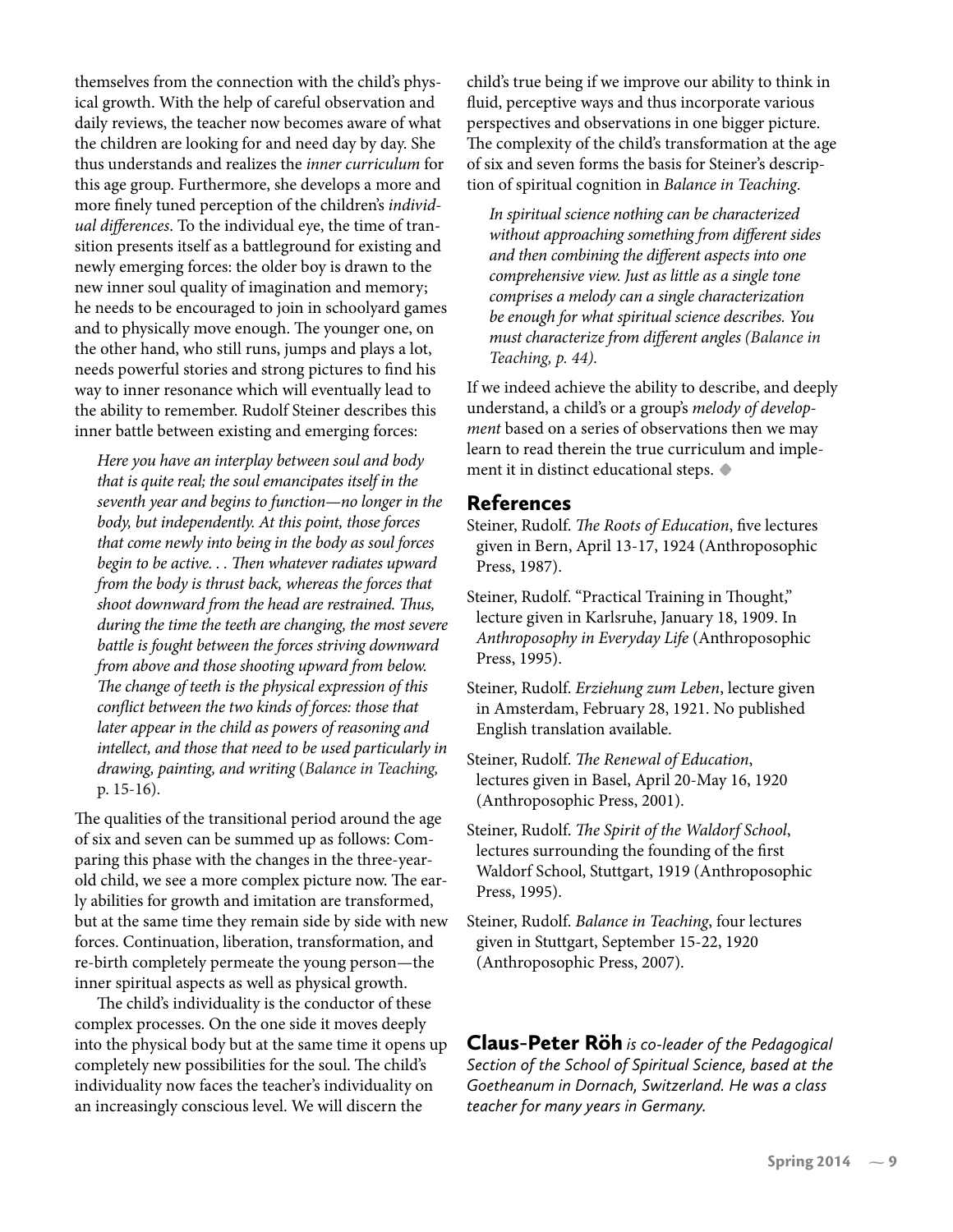themselves from the connection with the child's physical growth. With the help of careful observation and daily reviews, the teacher now becomes aware of what the children are looking for and need day by day. She thus understands and realizes the *inner curriculum* for this age group. Furthermore, she develops a more and more finely tuned perception of the children's *individual differences*. To the individual eye, the time of transition presents itself as a battleground for existing and newly emerging forces: the older boy is drawn to the new inner soul quality of imagination and memory; he needs to be encouraged to join in schoolyard games and to physically move enough. The younger one, on the other hand, who still runs, jumps and plays a lot, needs powerful stories and strong pictures to find his way to inner resonance which will eventually lead to the ability to remember. Rudolf Steiner describes this inner battle between existing and emerging forces:

> *Here you have an interplay between soul and body that is quite real; the soul emancipates itself in the seventh year and begins to function—no longer in the body, but independently. At this point, those forces that come newly into being in the body as soul forces begin to be active. . . Then whatever radiates upward from the body is thrust back, whereas the forces that shoot downward from the head are restrained. Thus, during the time the teeth are changing, the most severe battle is fought between the forces striving downward from above and those shooting upward from below. The change of teeth is the physical expression of this conflict between the two kinds of forces: those that later appear in the child as powers of reasoning and intellect, and those that need to be used particularly in drawing, painting, and writing* (*Balance in Teaching*, p. 15-16).

The qualities of the transitional period around the age of six and seven can be summed up as follows: Comparing this phase with the changes in the three-year-old child, we see a more complex picture now. The early abilities for growth and imitation are transformed, but at the same time they remain side by side with new forces. Continuation, liberation, transformation, and re-birth completely permeate the young person—the inner spiritual aspects as well as physical growth.

The child's individuality is the conductor of these complex processes. On the one side it moves deeply into the physical body but at the same time it opens up completely new possibilities for the soul. The child's individuality now faces the teacher's individuality on an increasingly conscious level. We will discern the child's true being if we improve our ability to think in fluid, perceptive ways and thus incorporate various perspectives and observations in one bigger picture. The complexity of the child's transformation at the age of six and seven forms the basis for Steiner's description of spiritual cognition in *Balance in Teaching*.

> *In spiritual science nothing can be characterized without approaching something from different sides and then combining the different aspects into one comprehensive view. Just as little as a single tone comprises a melody can a single characterization be enough for what spiritual science describes. You must characterize from different angles (Balance in Teaching, p. 44).*

If we indeed achieve the ability to describe, and deeply understand, a child's or a group's *melody of development* based on a series of observations then we may learn to read therein the true curriculum and implement it in distinct educational steps. ◆

## References

Steiner, Rudolf. *The Roots of Education*, five lectures given in Bern, April 13-17, 1924 (Anthroposophic Press, 1987).

Steiner, Rudolf. "Practical Training in Thought," lecture given in Karlsruhe, January 18, 1909. In *Anthroposophy in Everyday Life* (Anthroposophic Press, 1995).

Steiner, Rudolf. *Erziehung zum Leben*, lecture given in Amsterdam, February 28, 1921. No published English translation available.

Steiner, Rudolf. *The Renewal of Education*, lectures given in Basel, April 20-May 16, 1920 (Anthroposophic Press, 2001).

Steiner, Rudolf. *The Spirit of the Waldorf School*, lectures surrounding the founding of the first Waldorf School, Stuttgart, 1919 (Anthroposophic Press, 1995).

Steiner, Rudolf. *Balance in Teaching*, four lectures given in Stuttgart, September 15-22, 1920 (Anthroposophic Press, 2007).

**Claus-Peter Röh** *is co-leader of the Pedagogical Section of the School of Spiritual Science, based at the Goetheanum in Dornach, Switzerland. He was a class teacher for many years in Germany.*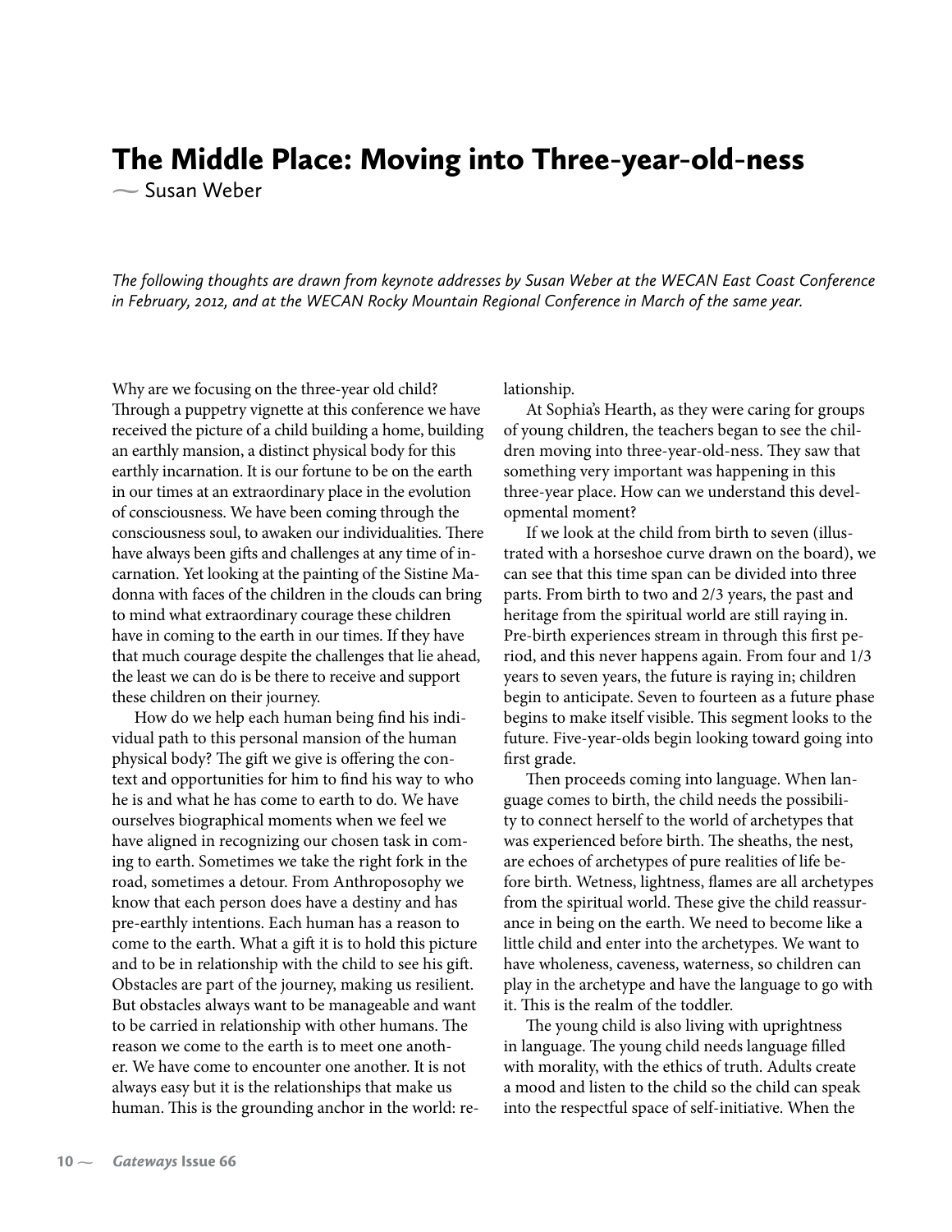# The Middle Place: Moving into Three-year-old-ness

~ Susan Weber

*The following thoughts are drawn from keynote addresses by Susan Weber at the WECAN East Coast Conference in February, 2012, and at the WECAN Rocky Mountain Regional Conference in March of the same year.*

Why are we focusing on the three-year old child? Through a puppetry vignette at this conference we have received the picture of a child building a home, building an earthly mansion, a distinct physical body for this earthly incarnation. It is our fortune to be on the earth in our times at an extraordinary place in the evolution of consciousness. We have been coming through the consciousness soul, to awaken our individualities. There have always been gifts and challenges at any time of incarnation. Yet looking at the painting of the Sistine Madonna with faces of the children in the clouds can bring to mind what extraordinary courage these children have in coming to the earth in our times. If they have that much courage despite the challenges that lie ahead, the least we can do is be there to receive and support these children on their journey.

How do we help each human being find his individual path to this personal mansion of the human physical body? The gift we give is offering the context and opportunities for him to find his way to who he is and what he has come to earth to do. We have ourselves biographical moments when we feel we have aligned in recognizing our chosen task in coming to earth. Sometimes we take the right fork in the road, sometimes a detour. From Anthroposophy we know that each person does have a destiny and has pre-earthly intentions. Each human has a reason to come to the earth. What a gift it is to hold this picture and to be in relationship with the child to see his gift. Obstacles are part of the journey, making us resilient. But obstacles always want to be manageable and want to be carried in relationship with other humans. The reason we come to the earth is to meet one another. We have come to encounter one another. It is not always easy but it is the relationships that make us human. This is the grounding anchor in the world: relationship.

At Sophia's Hearth, as they were caring for groups of young children, the teachers began to see the children moving into three-year-old-ness. They saw that something very important was happening in this three-year place. How can we understand this developmental moment?

If we look at the child from birth to seven (illustrated with a horseshoe curve drawn on the board), we can see that this time span can be divided into three parts. From birth to two and 2/3 years, the past and heritage from the spiritual world are still raying in. Pre-birth experiences stream in through this first period, and this never happens again. From four and 1/3 years to seven years, the future is raying in; children begin to anticipate. Seven to fourteen as a future phase begins to make itself visible. This segment looks to the future. Five-year-olds begin looking toward going into first grade.

Then proceeds coming into language. When language comes to birth, the child needs the possibility to connect herself to the world of archetypes that was experienced before birth. The sheaths, the nest, are echoes of archetypes of pure realities of life before birth. Wetness, lightness, flames are all archetypes from the spiritual world. These give the child reassurance in being on the earth. We need to become like a little child and enter into the archetypes. We want to have wholeness, caveness, waterness, so children can play in the archetype and have the language to go with it. This is the realm of the toddler.

The young child is also living with uprightness in language. The young child needs language filled with morality, with the ethics of truth. Adults create a mood and listen to the child so the child can speak into the respectful space of self-initiative. When the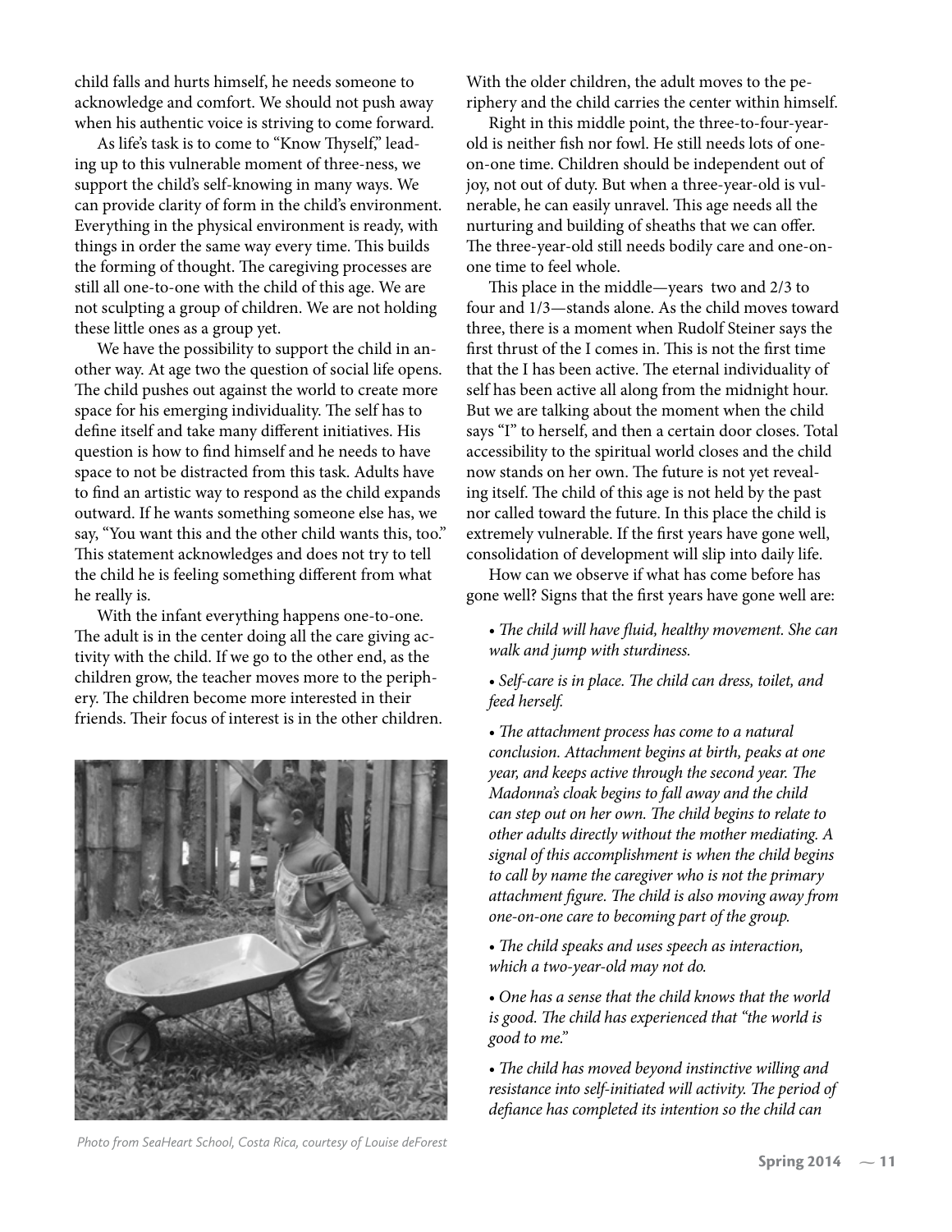child falls and hurts himself, he needs someone to acknowledge and comfort. We should not push away when his authentic voice is striving to come forward.

As life's task is to come to "Know Thyself," leading up to this vulnerable moment of three-ness, we support the child's self-knowing in many ways. We can provide clarity of form in the child's environment. Everything in the physical environment is ready, with things in order the same way every time. This builds the forming of thought. The caregiving processes are still all one-to-one with the child of this age. We are not sculpting a group of children. We are not holding these little ones as a group yet.

We have the possibility to support the child in another way. At age two the question of social life opens. The child pushes out against the world to create more space for his emerging individuality. The self has to define itself and take many different initiatives. His question is how to find himself and he needs to have space to not be distracted from this task. Adults have to find an artistic way to respond as the child expands outward. If he wants something someone else has, we say, "You want this and the other child wants this, too." This statement acknowledges and does not try to tell the child he is feeling something different from what he really is.

With the infant everything happens one-to-one. The adult is in the center doing all the care giving activity with the child. If we go to the other end, as the children grow, the teacher moves more to the periphery. The children become more interested in their friends. Their focus of interest is in the other children.

*Photo from SeaHeart School, Costa Rica, courtesy of Louise deForest*

With the older children, the adult moves to the periphery and the child carries the center within himself.

Right in this middle point, the three-to-four-year-old is neither fish nor fowl. He still needs lots of one-on-one time. Children should be independent out of joy, not out of duty. But when a three-year-old is vulnerable, he can easily unravel. This age needs all the nurturing and building of sheaths that we can offer. The three-year-old still needs bodily care and one-on-one time to feel whole.

This place in the middle—years two and 2/3 to four and 1/3—stands alone. As the child moves toward three, there is a moment when Rudolf Steiner says the first thrust of the I comes in. This is not the first time that the I has been active. The eternal individuality of self has been active all along from the midnight hour. But we are talking about the moment when the child says "I" to herself, and then a certain door closes. Total accessibility to the spiritual world closes and the child now stands on her own. The future is not yet revealing itself. The child of this age is not held by the past nor called toward the future. In this place the child is extremely vulnerable. If the first years have gone well, consolidation of development will slip into daily life.

How can we observe if what has come before has gone well? Signs that the first years have gone well are:

- *The child will have fluid, healthy movement. She can walk and jump with sturdiness.*
- *Self-care is in place. The child can dress, toilet, and feed herself.*
- *The attachment process has come to a natural conclusion. Attachment begins at birth, peaks at one year, and keeps active through the second year. The Madonna's cloak begins to fall away and the child can step out on her own. The child begins to relate to other adults directly without the mother mediating. A signal of this accomplishment is when the child begins to call by name the caregiver who is not the primary attachment figure. The child is also moving away from one-on-one care to becoming part of the group.*
- *The child speaks and uses speech as interaction, which a two-year-old may not do.*
- *One has a sense that the child knows that the world is good. The child has experienced that "the world is good to me."*
- *The child has moved beyond instinctive willing and resistance into self-initiated will activity. The period of defiance has completed its intention so the child can*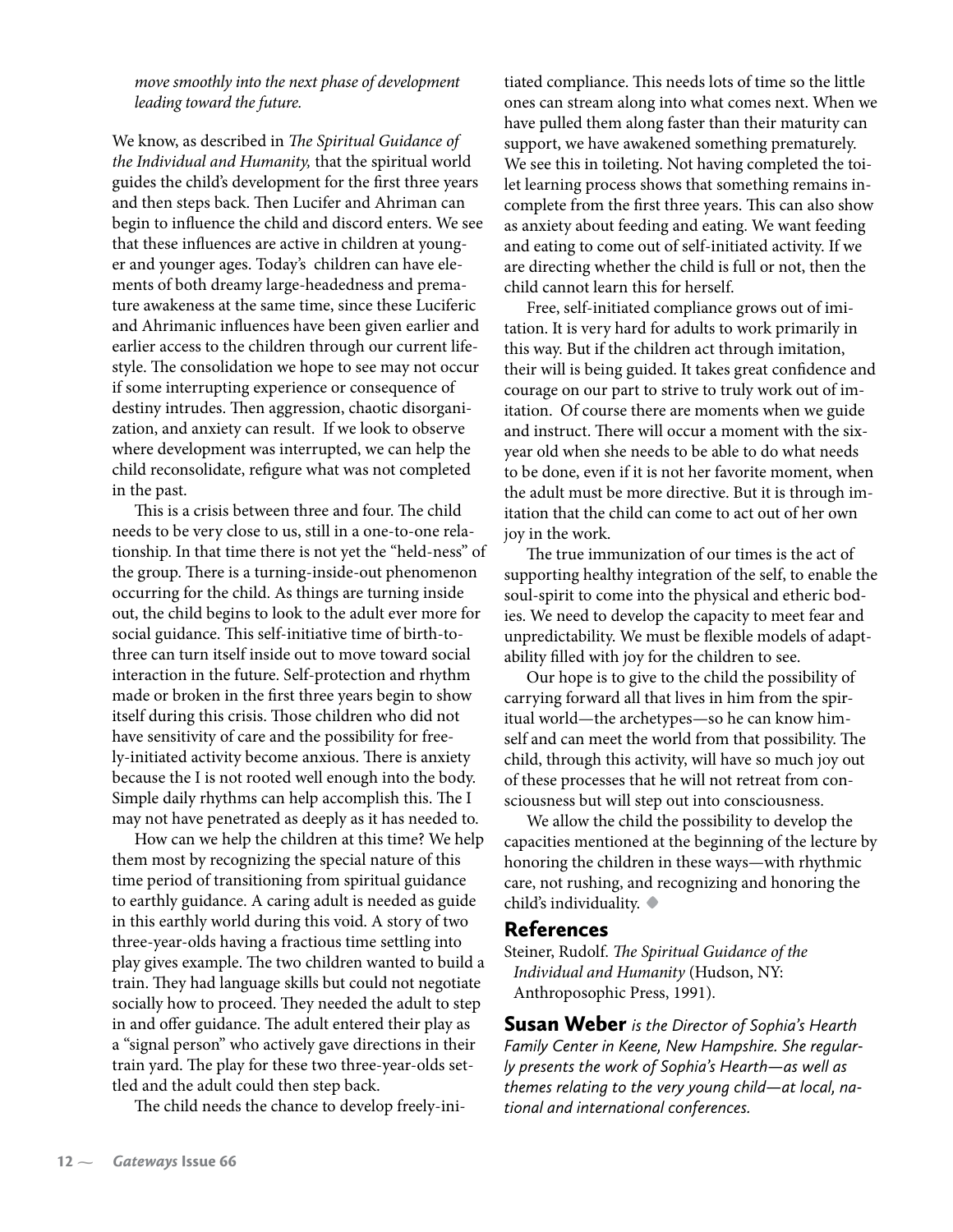*move smoothly into the next phase of development leading toward the future.*

We know, as described in *The Spiritual Guidance of the Individual and Humanity,* that the spiritual world guides the child's development for the first three years and then steps back. Then Lucifer and Ahriman can begin to influence the child and discord enters. We see that these influences are active in children at younger and younger ages. Today's children can have elements of both dreamy large-headedness and premature awakeness at the same time, since these Luciferic and Ahrimanic influences have been given earlier and earlier access to the children through our current lifestyle. The consolidation we hope to see may not occur if some interrupting experience or consequence of destiny intrudes. Then aggression, chaotic disorganization, and anxiety can result. If we look to observe where development was interrupted, we can help the child reconsolidate, refigure what was not completed in the past.

This is a crisis between three and four. The child needs to be very close to us, still in a one-to-one relationship. In that time there is not yet the "held-ness" of the group. There is a turning-inside-out phenomenon occurring for the child. As things are turning inside out, the child begins to look to the adult ever more for social guidance. This self-initiative time of birth-to-three can turn itself inside out to move toward social interaction in the future. Self-protection and rhythm made or broken in the first three years begin to show itself during this crisis. Those children who did not have sensitivity of care and the possibility for freely-initiated activity become anxious. There is anxiety because the I is not rooted well enough into the body. Simple daily rhythms can help accomplish this. The I may not have penetrated as deeply as it has needed to.

How can we help the children at this time? We help them most by recognizing the special nature of this time period of transitioning from spiritual guidance to earthly guidance. A caring adult is needed as guide in this earthly world during this void. A story of two three-year-olds having a fractious time settling into play gives example. The two children wanted to build a train. They had language skills but could not negotiate socially how to proceed. They needed the adult to step in and offer guidance. The adult entered their play as a "signal person" who actively gave directions in their train yard. The play for these two three-year-olds settled and the adult could then step back.

The child needs the chance to develop freely-initiated compliance. This needs lots of time so the little ones can stream along into what comes next. When we have pulled them along faster than their maturity can support, we have awakened something prematurely. We see this in toileting. Not having completed the toilet learning process shows that something remains incomplete from the first three years. This can also show as anxiety about feeding and eating. We want feeding and eating to come out of self-initiated activity. If we are directing whether the child is full or not, then the child cannot learn this for herself.

Free, self-initiated compliance grows out of imitation. It is very hard for adults to work primarily in this way. But if the children act through imitation, their will is being guided. It takes great confidence and courage on our part to strive to truly work out of imitation. Of course there are moments when we guide and instruct. There will occur a moment with the six-year old when she needs to be able to do what needs to be done, even if it is not her favorite moment, when the adult must be more directive. But it is through imitation that the child can come to act out of her own joy in the work.

The true immunization of our times is the act of supporting healthy integration of the self, to enable the soul-spirit to come into the physical and etheric bodies. We need to develop the capacity to meet fear and unpredictability. We must be flexible models of adaptability filled with joy for the children to see.

Our hope is to give to the child the possibility of carrying forward all that lives in him from the spiritual world—the archetypes—so he can know himself and can meet the world from that possibility. The child, through this activity, will have so much joy out of these processes that he will not retreat from consciousness but will step out into consciousness.

We allow the child the possibility to develop the capacities mentioned at the beginning of the lecture by honoring the children in these ways—with rhythmic care, not rushing, and recognizing and honoring the child's individuality. ◆

## References

Steiner, Rudolf. *The Spiritual Guidance of the Individual and Humanity* (Hudson, NY: Anthroposophic Press, 1991).

**Susan Weber** *is the Director of Sophia's Hearth Family Center in Keene, New Hampshire. She regularly presents the work of Sophia's Hearth—as well as themes relating to the very young child—at local, national and international conferences.*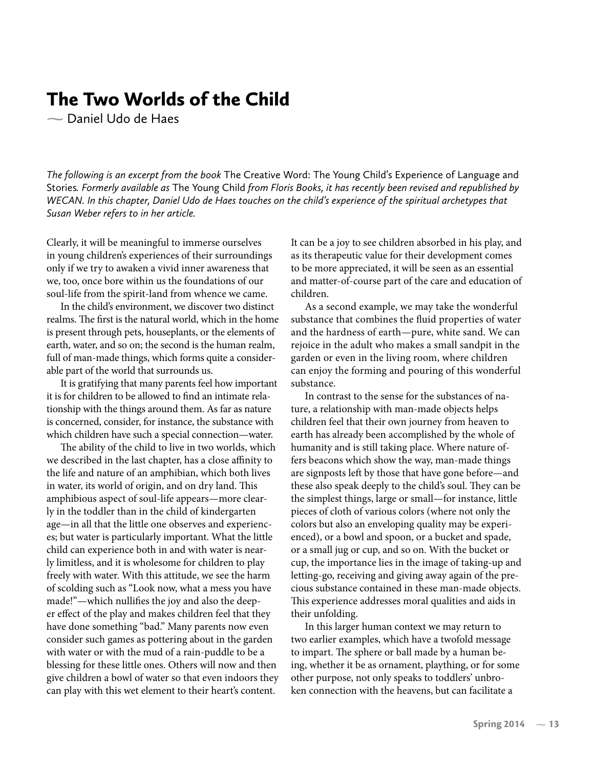# The Two Worlds of the Child

— Daniel Udo de Haes

*The following is an excerpt from the book* The Creative Word: The Young Child's Experience of Language and Stories*. Formerly available as* The Young Child *from Floris Books, it has recently been revised and republished by WECAN. In this chapter, Daniel Udo de Haes touches on the child's experience of the spiritual archetypes that Susan Weber refers to in her article.*

Clearly, it will be meaningful to immerse ourselves in young children's experiences of their surroundings only if we try to awaken a vivid inner awareness that we, too, once bore within us the foundations of our soul-life from the spirit-land from whence we came.

In the child's environment, we discover two distinct realms. The first is the natural world, which in the home is present through pets, houseplants, or the elements of earth, water, and so on; the second is the human realm, full of man-made things, which forms quite a considerable part of the world that surrounds us.

It is gratifying that many parents feel how important it is for children to be allowed to find an intimate relationship with the things around them. As far as nature is concerned, consider, for instance, the substance with which children have such a special connection—water.

The ability of the child to live in two worlds, which we described in the last chapter, has a close affinity to the life and nature of an amphibian, which both lives in water, its world of origin, and on dry land. This amphibious aspect of soul-life appears—more clearly in the toddler than in the child of kindergarten age—in all that the little one observes and experiences; but water is particularly important. What the little child can experience both in and with water is nearly limitless, and it is wholesome for children to play freely with water. With this attitude, we see the harm of scolding such as "Look now, what a mess you have made!"—which nullifies the joy and also the deeper effect of the play and makes children feel that they have done something "bad." Many parents now even consider such games as pottering about in the garden with water or with the mud of a rain-puddle to be a blessing for these little ones. Others will now and then give children a bowl of water so that even indoors they can play with this wet element to their heart's content. It can be a joy to see children absorbed in his play, and as its therapeutic value for their development comes to be more appreciated, it will be seen as an essential and matter-of-course part of the care and education of children.

As a second example, we may take the wonderful substance that combines the fluid properties of water and the hardness of earth—pure, white sand. We can rejoice in the adult who makes a small sandpit in the garden or even in the living room, where children can enjoy the forming and pouring of this wonderful substance.

In contrast to the sense for the substances of nature, a relationship with man-made objects helps children feel that their own journey from heaven to earth has already been accomplished by the whole of humanity and is still taking place. Where nature offers beacons which show the way, man-made things are signposts left by those that have gone before—and these also speak deeply to the child's soul. They can be the simplest things, large or small—for instance, little pieces of cloth of various colors (where not only the colors but also an enveloping quality may be experienced), or a bowl and spoon, or a bucket and spade, or a small jug or cup, and so on. With the bucket or cup, the importance lies in the image of taking-up and letting-go, receiving and giving away again of the precious substance contained in these man-made objects. This experience addresses moral qualities and aids in their unfolding.

In this larger human context we may return to two earlier examples, which have a twofold message to impart. The sphere or ball made by a human being, whether it be as ornament, plaything, or for some other purpose, not only speaks to toddlers' unbroken connection with the heavens, but can facilitate a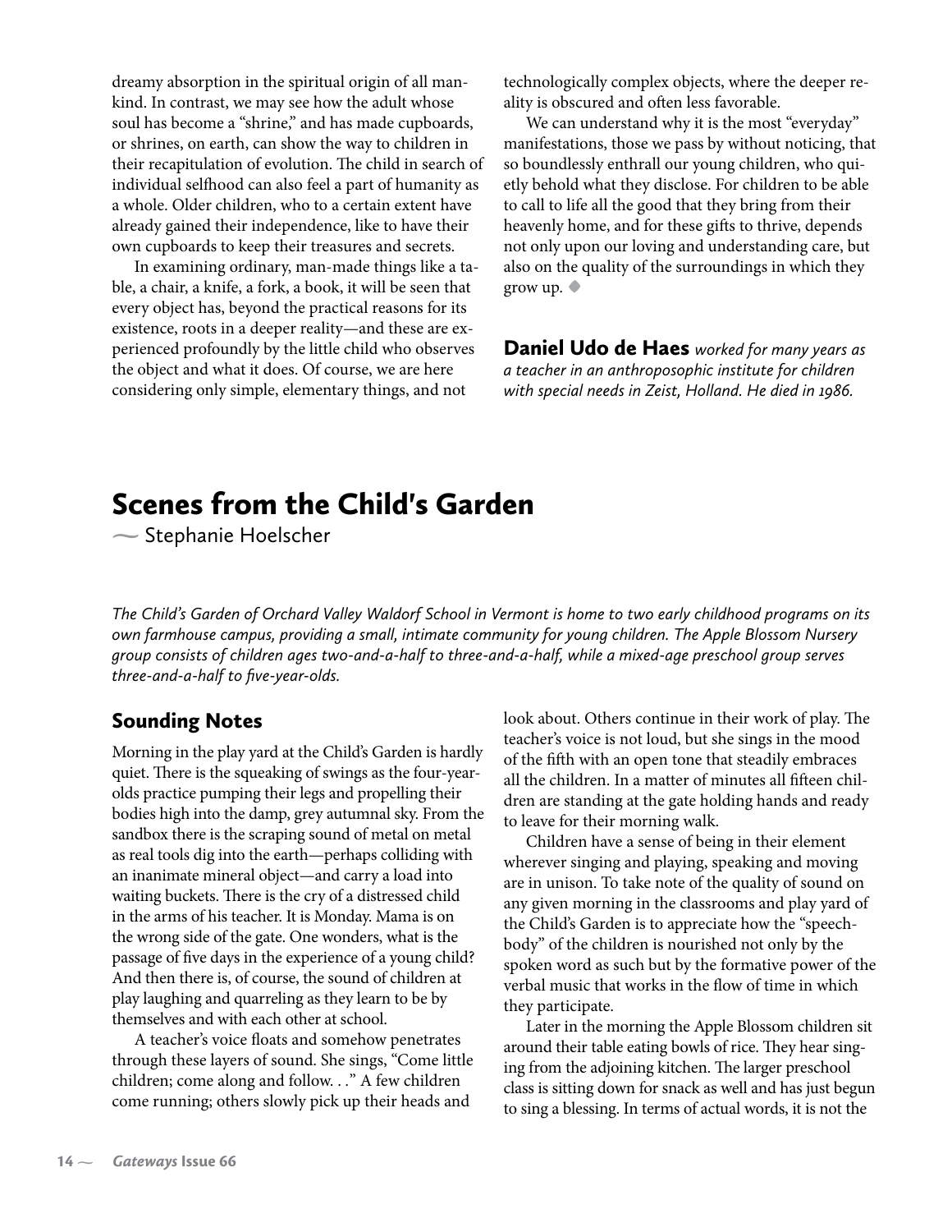dreamy absorption in the spiritual origin of all mankind. In contrast, we may see how the adult whose soul has become a "shrine," and has made cupboards, or shrines, on earth, can show the way to children in their recapitulation of evolution. The child in search of individual selfhood can also feel a part of humanity as a whole. Older children, who to a certain extent have already gained their independence, like to have their own cupboards to keep their treasures and secrets.

In examining ordinary, man-made things like a table, a chair, a knife, a fork, a book, it will be seen that every object has, beyond the practical reasons for its existence, roots in a deeper reality—and these are experienced profoundly by the little child who observes the object and what it does. Of course, we are here considering only simple, elementary things, and not technologically complex objects, where the deeper reality is obscured and often less favorable.

We can understand why it is the most "everyday" manifestations, those we pass by without noticing, that so boundlessly enthrall our young children, who quietly behold what they disclose. For children to be able to call to life all the good that they bring from their heavenly home, and for these gifts to thrive, depends not only upon our loving and understanding care, but also on the quality of the surroundings in which they grow up. ◆

**Daniel Udo de Haes** *worked for many years as a teacher in an anthroposophic institute for children with special needs in Zeist, Holland. He died in 1986.*

# Scenes from the Child's Garden

~ Stephanie Hoelscher

*The Child's Garden of Orchard Valley Waldorf School in Vermont is home to two early childhood programs on its own farmhouse campus, providing a small, intimate community for young children. The Apple Blossom Nursery group consists of children ages two-and-a-half to three-and-a-half, while a mixed-age preschool group serves three-and-a-half to five-year-olds.*

## Sounding Notes

Morning in the play yard at the Child's Garden is hardly quiet. There is the squeaking of swings as the four-year-olds practice pumping their legs and propelling their bodies high into the damp, grey autumnal sky. From the sandbox there is the scraping sound of metal on metal as real tools dig into the earth—perhaps colliding with an inanimate mineral object—and carry a load into waiting buckets. There is the cry of a distressed child in the arms of his teacher. It is Monday. Mama is on the wrong side of the gate. One wonders, what is the passage of five days in the experience of a young child? And then there is, of course, the sound of children at play laughing and quarreling as they learn to be by themselves and with each other at school.

A teacher's voice floats and somehow penetrates through these layers of sound. She sings, "Come little children; come along and follow. . ." A few children come running; others slowly pick up their heads and look about. Others continue in their work of play. The teacher's voice is not loud, but she sings in the mood of the fifth with an open tone that steadily embraces all the children. In a matter of minutes all fifteen children are standing at the gate holding hands and ready to leave for their morning walk.

Children have a sense of being in their element wherever singing and playing, speaking and moving are in unison. To take note of the quality of sound on any given morning in the classrooms and play yard of the Child's Garden is to appreciate how the "speech-body" of the children is nourished not only by the spoken word as such but by the formative power of the verbal music that works in the flow of time in which they participate.

Later in the morning the Apple Blossom children sit around their table eating bowls of rice. They hear singing from the adjoining kitchen. The larger preschool class is sitting down for snack as well and has just begun to sing a blessing. In terms of actual words, it is not the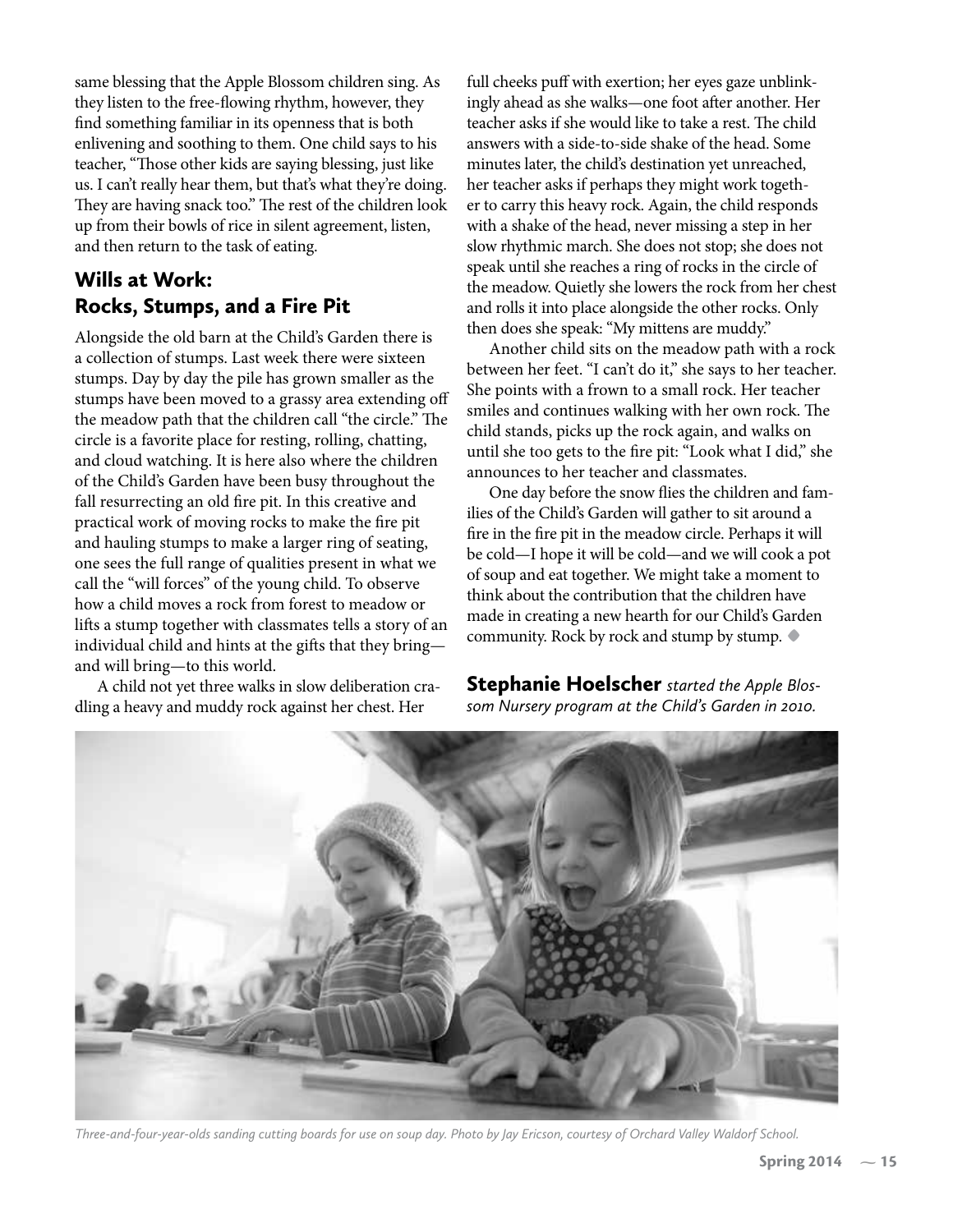same blessing that the Apple Blossom children sing. As they listen to the free-flowing rhythm, however, they find something familiar in its openness that is both enlivening and soothing to them. One child says to his teacher, "Those other kids are saying blessing, just like us. I can't really hear them, but that's what they're doing. They are having snack too." The rest of the children look up from their bowls of rice in silent agreement, listen, and then return to the task of eating.

## Wills at Work: Rocks, Stumps, and a Fire Pit

Alongside the old barn at the Child's Garden there is a collection of stumps. Last week there were sixteen stumps. Day by day the pile has grown smaller as the stumps have been moved to a grassy area extending off the meadow path that the children call "the circle." The circle is a favorite place for resting, rolling, chatting, and cloud watching. It is here also where the children of the Child's Garden have been busy throughout the fall resurrecting an old fire pit. In this creative and practical work of moving rocks to make the fire pit and hauling stumps to make a larger ring of seating, one sees the full range of qualities present in what we call the "will forces" of the young child. To observe how a child moves a rock from forest to meadow or lifts a stump together with classmates tells a story of an individual child and hints at the gifts that they bring—and will bring—to this world.

A child not yet three walks in slow deliberation cradling a heavy and muddy rock against her chest. Her full cheeks puff with exertion; her eyes gaze unblinkingly ahead as she walks—one foot after another. Her teacher asks if she would like to take a rest. The child answers with a side-to-side shake of the head. Some minutes later, the child's destination yet unreached, her teacher asks if perhaps they might work together to carry this heavy rock. Again, the child responds with a shake of the head, never missing a step in her slow rhythmic march. She does not stop; she does not speak until she reaches a ring of rocks in the circle of the meadow. Quietly she lowers the rock from her chest and rolls it into place alongside the other rocks. Only then does she speak: "My mittens are muddy."

Another child sits on the meadow path with a rock between her feet. "I can't do it," she says to her teacher. She points with a frown to a small rock. Her teacher smiles and continues walking with her own rock. The child stands, picks up the rock again, and walks on until she too gets to the fire pit: "Look what I did," she announces to her teacher and classmates.

One day before the snow flies the children and families of the Child's Garden will gather to sit around a fire in the fire pit in the meadow circle. Perhaps it will be cold—I hope it will be cold—and we will cook a pot of soup and eat together. We might take a moment to think about the contribution that the children have made in creating a new hearth for our Child's Garden community. Rock by rock and stump by stump. ◆

**Stephanie Hoelscher** *started the Apple Blossom Nursery program at the Child's Garden in 2010.*

*Three-and-four-year-olds sanding cutting boards for use on soup day. Photo by Jay Ericson, courtesy of Orchard Valley Waldorf School.*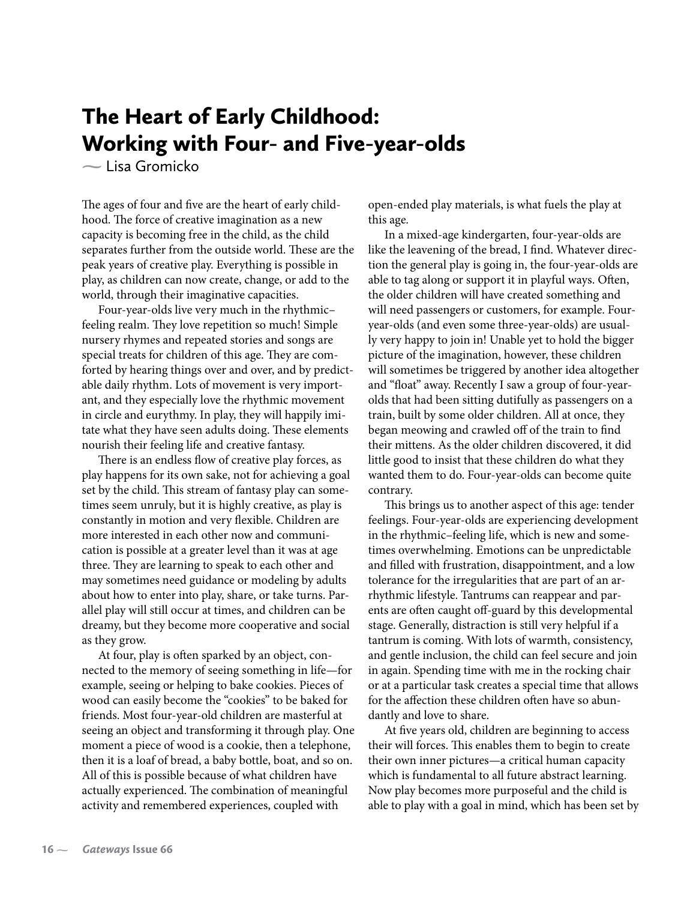# The Heart of Early Childhood: Working with Four- and Five-year-olds

— Lisa Gromicko

The ages of four and five are the heart of early childhood. The force of creative imagination as a new capacity is becoming free in the child, as the child separates further from the outside world. These are the peak years of creative play. Everything is possible in play, as children can now create, change, or add to the world, through their imaginative capacities.

Four-year-olds live very much in the rhythmic–feeling realm. They love repetition so much! Simple nursery rhymes and repeated stories and songs are special treats for children of this age. They are comforted by hearing things over and over, and by predictable daily rhythm. Lots of movement is very important, and they especially love the rhythmic movement in circle and eurythmy. In play, they will happily imitate what they have seen adults doing. These elements nourish their feeling life and creative fantasy.

There is an endless flow of creative play forces, as play happens for its own sake, not for achieving a goal set by the child. This stream of fantasy play can sometimes seem unruly, but it is highly creative, as play is constantly in motion and very flexible. Children are more interested in each other now and communication is possible at a greater level than it was at age three. They are learning to speak to each other and may sometimes need guidance or modeling by adults about how to enter into play, share, or take turns. Parallel play will still occur at times, and children can be dreamy, but they become more cooperative and social as they grow.

At four, play is often sparked by an object, connected to the memory of seeing something in life—for example, seeing or helping to bake cookies. Pieces of wood can easily become the "cookies" to be baked for friends. Most four-year-old children are masterful at seeing an object and transforming it through play. One moment a piece of wood is a cookie, then a telephone, then it is a loaf of bread, a baby bottle, boat, and so on. All of this is possible because of what children have actually experienced. The combination of meaningful activity and remembered experiences, coupled with open-ended play materials, is what fuels the play at this age.

In a mixed-age kindergarten, four-year-olds are like the leavening of the bread, I find. Whatever direction the general play is going in, the four-year-olds are able to tag along or support it in playful ways. Often, the older children will have created something and will need passengers or customers, for example. Four-year-olds (and even some three-year-olds) are usually very happy to join in! Unable yet to hold the bigger picture of the imagination, however, these children will sometimes be triggered by another idea altogether and "float" away. Recently I saw a group of four-year-olds that had been sitting dutifully as passengers on a train, built by some older children. All at once, they began meowing and crawled off of the train to find their mittens. As the older children discovered, it did little good to insist that these children do what they wanted them to do. Four-year-olds can become quite contrary.

This brings us to another aspect of this age: tender feelings. Four-year-olds are experiencing development in the rhythmic–feeling life, which is new and sometimes overwhelming. Emotions can be unpredictable and filled with frustration, disappointment, and a low tolerance for the irregularities that are part of an arrhythmic lifestyle. Tantrums can reappear and parents are often caught off-guard by this developmental stage. Generally, distraction is still very helpful if a tantrum is coming. With lots of warmth, consistency, and gentle inclusion, the child can feel secure and join in again. Spending time with me in the rocking chair or at a particular task creates a special time that allows for the affection these children often have so abundantly and love to share.

At five years old, children are beginning to access their will forces. This enables them to begin to create their own inner pictures—a critical human capacity which is fundamental to all future abstract learning. Now play becomes more purposeful and the child is able to play with a goal in mind, which has been set by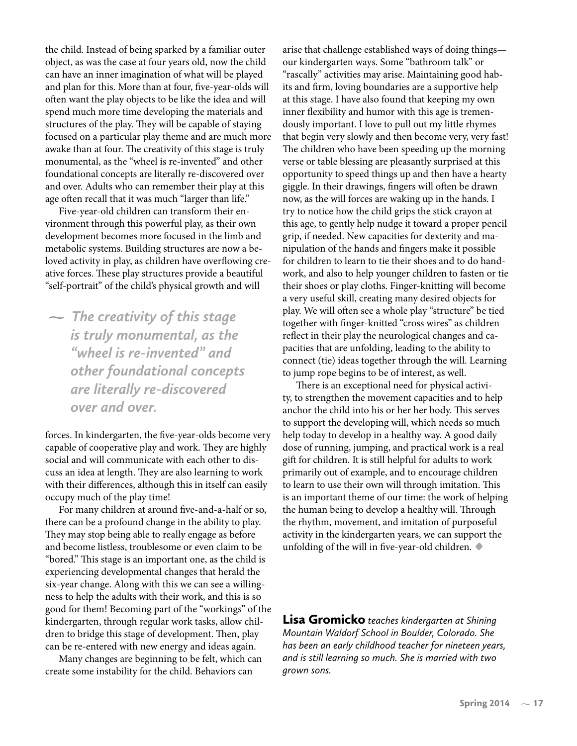the child. Instead of being sparked by a familiar outer object, as was the case at four years old, now the child can have an inner imagination of what will be played and plan for this. More than at four, five-year-olds will often want the play objects to be like the idea and will spend much more time developing the materials and structures of the play. They will be capable of staying focused on a particular play theme and are much more awake than at four. The creativity of this stage is truly monumental, as the "wheel is re-invented" and other foundational concepts are literally re-discovered over and over. Adults who can remember their play at this age often recall that it was much "larger than life."

Five-year-old children can transform their environment through this powerful play, as their own development becomes more focused in the limb and metabolic systems. Building structures are now a beloved activity in play, as children have overflowing creative forces. These play structures provide a beautiful "self-portrait" of the child's physical growth and will forces. In kindergarten, the five-year-olds become very capable of cooperative play and work. They are highly social and will communicate with each other to discuss an idea at length. They are also learning to work with their differences, although this in itself can easily occupy much of the play time!

> *The creativity of this stage is truly monumental, as the "wheel is re-invented" and other foundational concepts are literally re-discovered over and over.*

For many children at around five-and-a-half or so, there can be a profound change in the ability to play. They may stop being able to really engage as before and become listless, troublesome or even claim to be "bored." This stage is an important one, as the child is experiencing developmental changes that herald the six-year change. Along with this we can see a willingness to help the adults with their work, and this is so good for them! Becoming part of the "workings" of the kindergarten, through regular work tasks, allow children to bridge this stage of development. Then, play can be re-entered with new energy and ideas again.

Many changes are beginning to be felt, which can create some instability for the child. Behaviors can arise that challenge established ways of doing things—our kindergarten ways. Some "bathroom talk" or "rascally" activities may arise. Maintaining good habits and firm, loving boundaries are a supportive help at this stage. I have also found that keeping my own inner flexibility and humor with this age is tremendously important. I love to pull out my little rhymes that begin very slowly and then become very, very fast! The children who have been speeding up the morning verse or table blessing are pleasantly surprised at this opportunity to speed things up and then have a hearty giggle. In their drawings, fingers will often be drawn now, as the will forces are waking up in the hands. I try to notice how the child grips the stick crayon at this age, to gently help nudge it toward a proper pencil grip, if needed. New capacities for dexterity and manipulation of the hands and fingers make it possible for children to learn to tie their shoes and to do handwork, and also to help younger children to fasten or tie their shoes or play cloths. Finger-knitting will become a very useful skill, creating many desired objects for play. We will often see a whole play "structure" be tied together with finger-knitted "cross wires" as children reflect in their play the neurological changes and capacities that are unfolding, leading to the ability to connect (tie) ideas together through the will. Learning to jump rope begins to be of interest, as well.

There is an exceptional need for physical activity, to strengthen the movement capacities and to help anchor the child into his or her her body. This serves to support the developing will, which needs so much help today to develop in a healthy way. A good daily dose of running, jumping, and practical work is a real gift for children. It is still helpful for adults to work primarily out of example, and to encourage children to learn to use their own will through imitation. This is an important theme of our time: the work of helping the human being to develop a healthy will. Through the rhythm, movement, and imitation of purposeful activity in the kindergarten years, we can support the unfolding of the will in five-year-old children. ◆

**Lisa Gromicko** *teaches kindergarten at Shining Mountain Waldorf School in Boulder, Colorado. She has been an early childhood teacher for nineteen years, and is still learning so much. She is married with two grown sons.*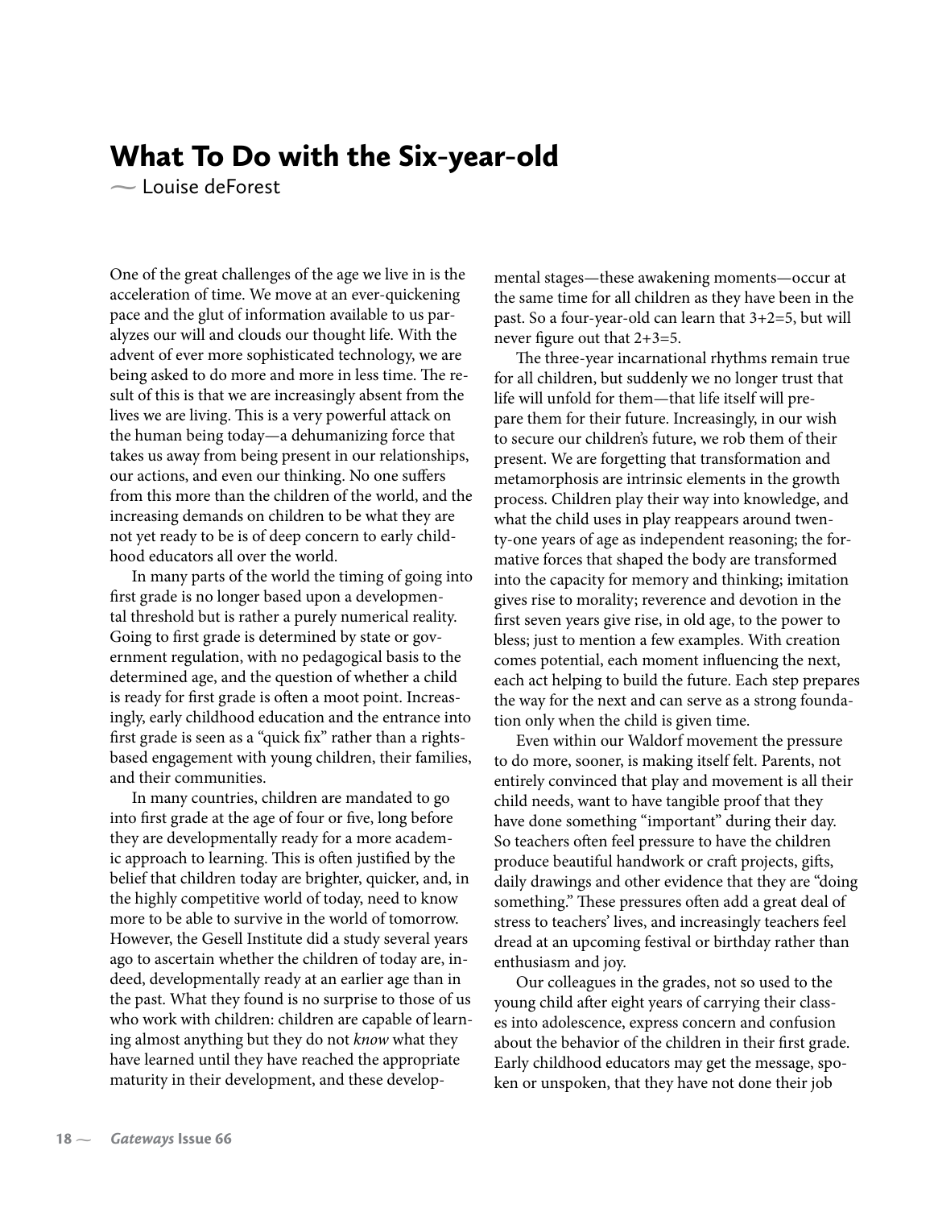# What To Do with the Six-year-old

— Louise deForest

One of the great challenges of the age we live in is the acceleration of time. We move at an ever-quickening pace and the glut of information available to us paralyzes our will and clouds our thought life. With the advent of ever more sophisticated technology, we are being asked to do more and more in less time. The result of this is that we are increasingly absent from the lives we are living. This is a very powerful attack on the human being today—a dehumanizing force that takes us away from being present in our relationships, our actions, and even our thinking. No one suffers from this more than the children of the world, and the increasing demands on children to be what they are not yet ready to be is of deep concern to early childhood educators all over the world.

In many parts of the world the timing of going into first grade is no longer based upon a developmental threshold but is rather a purely numerical reality. Going to first grade is determined by state or government regulation, with no pedagogical basis to the determined age, and the question of whether a child is ready for first grade is often a moot point. Increasingly, early childhood education and the entrance into first grade is seen as a "quick fix" rather than a rights-based engagement with young children, their families, and their communities.

In many countries, children are mandated to go into first grade at the age of four or five, long before they are developmentally ready for a more academic approach to learning. This is often justified by the belief that children today are brighter, quicker, and, in the highly competitive world of today, need to know more to be able to survive in the world of tomorrow. However, the Gesell Institute did a study several years ago to ascertain whether the children of today are, indeed, developmentally ready at an earlier age than in the past. What they found is no surprise to those of us who work with children: children are capable of learning almost anything but they do not *know* what they have learned until they have reached the appropriate maturity in their development, and these developmental stages—these awakening moments—occur at the same time for all children as they have been in the past. So a four-year-old can learn that 3+2=5, but will never figure out that 2+3=5.

The three-year incarnational rhythms remain true for all children, but suddenly we no longer trust that life will unfold for them—that life itself will prepare them for their future. Increasingly, in our wish to secure our children's future, we rob them of their present. We are forgetting that transformation and metamorphosis are intrinsic elements in the growth process. Children play their way into knowledge, and what the child uses in play reappears around twenty-one years of age as independent reasoning; the formative forces that shaped the body are transformed into the capacity for memory and thinking; imitation gives rise to morality; reverence and devotion in the first seven years give rise, in old age, to the power to bless; just to mention a few examples. With creation comes potential, each moment influencing the next, each act helping to build the future. Each step prepares the way for the next and can serve as a strong foundation only when the child is given time.

Even within our Waldorf movement the pressure to do more, sooner, is making itself felt. Parents, not entirely convinced that play and movement is all their child needs, want to have tangible proof that they have done something "important" during their day. So teachers often feel pressure to have the children produce beautiful handwork or craft projects, gifts, daily drawings and other evidence that they are "doing something." These pressures often add a great deal of stress to teachers' lives, and increasingly teachers feel dread at an upcoming festival or birthday rather than enthusiasm and joy.

Our colleagues in the grades, not so used to the young child after eight years of carrying their classes into adolescence, express concern and confusion about the behavior of the children in their first grade. Early childhood educators may get the message, spoken or unspoken, that they have not done their job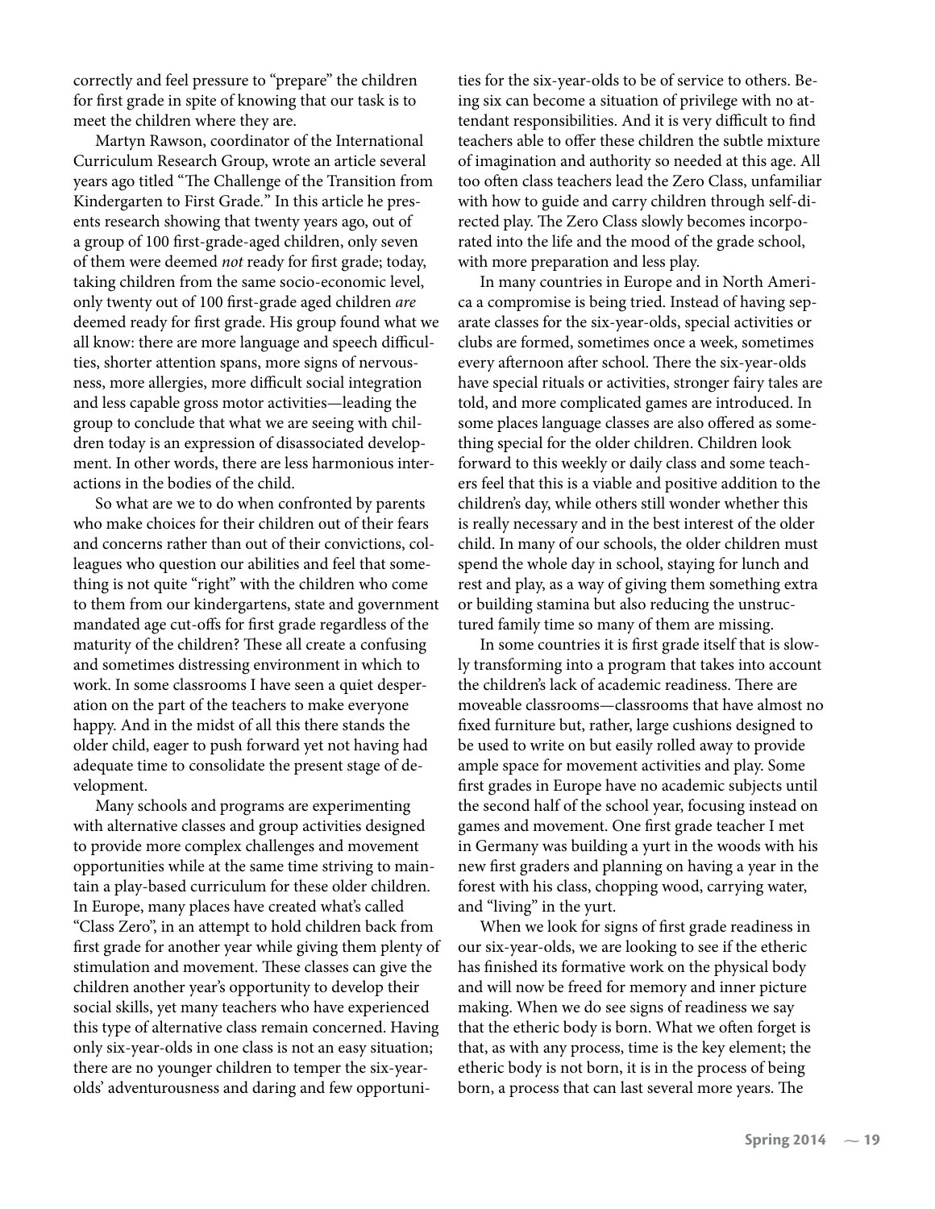correctly and feel pressure to "prepare" the children for first grade in spite of knowing that our task is to meet the children where they are.

Martyn Rawson, coordinator of the International Curriculum Research Group, wrote an article several years ago titled "The Challenge of the Transition from Kindergarten to First Grade." In this article he presents research showing that twenty years ago, out of a group of 100 first-grade-aged children, only seven of them were deemed *not* ready for first grade; today, taking children from the same socio-economic level, only twenty out of 100 first-grade aged children *are* deemed ready for first grade. His group found what we all know: there are more language and speech difficulties, shorter attention spans, more signs of nervousness, more allergies, more difficult social integration and less capable gross motor activities—leading the group to conclude that what we are seeing with children today is an expression of disassociated development. In other words, there are less harmonious interactions in the bodies of the child.

So what are we to do when confronted by parents who make choices for their children out of their fears and concerns rather than out of their convictions, colleagues who question our abilities and feel that something is not quite "right" with the children who come to them from our kindergartens, state and government mandated age cut-offs for first grade regardless of the maturity of the children? These all create a confusing and sometimes distressing environment in which to work. In some classrooms I have seen a quiet desperation on the part of the teachers to make everyone happy. And in the midst of all this there stands the older child, eager to push forward yet not having had adequate time to consolidate the present stage of development.

Many schools and programs are experimenting with alternative classes and group activities designed to provide more complex challenges and movement opportunities while at the same time striving to maintain a play-based curriculum for these older children. In Europe, many places have created what's called "Class Zero", in an attempt to hold children back from first grade for another year while giving them plenty of stimulation and movement. These classes can give the children another year's opportunity to develop their social skills, yet many teachers who have experienced this type of alternative class remain concerned. Having only six-year-olds in one class is not an easy situation; there are no younger children to temper the six-year-olds' adventurousness and daring and few opportunities for the six-year-olds to be of service to others. Being six can become a situation of privilege with no attendant responsibilities. And it is very difficult to find teachers able to offer these children the subtle mixture of imagination and authority so needed at this age. All too often class teachers lead the Zero Class, unfamiliar with how to guide and carry children through self-directed play. The Zero Class slowly becomes incorporated into the life and the mood of the grade school, with more preparation and less play.

In many countries in Europe and in North America a compromise is being tried. Instead of having separate classes for the six-year-olds, special activities or clubs are formed, sometimes once a week, sometimes every afternoon after school. There the six-year-olds have special rituals or activities, stronger fairy tales are told, and more complicated games are introduced. In some places language classes are also offered as something special for the older children. Children look forward to this weekly or daily class and some teachers feel that this is a viable and positive addition to the children's day, while others still wonder whether this is really necessary and in the best interest of the older child. In many of our schools, the older children must spend the whole day in school, staying for lunch and rest and play, as a way of giving them something extra or building stamina but also reducing the unstructured family time so many of them are missing.

In some countries it is first grade itself that is slowly transforming into a program that takes into account the children's lack of academic readiness. There are moveable classrooms—classrooms that have almost no fixed furniture but, rather, large cushions designed to be used to write on but easily rolled away to provide ample space for movement activities and play. Some first grades in Europe have no academic subjects until the second half of the school year, focusing instead on games and movement. One first grade teacher I met in Germany was building a yurt in the woods with his new first graders and planning on having a year in the forest with his class, chopping wood, carrying water, and "living" in the yurt.

When we look for signs of first grade readiness in our six-year-olds, we are looking to see if the etheric has finished its formative work on the physical body and will now be freed for memory and inner picture making. When we do see signs of readiness we say that the etheric body is born. What we often forget is that, as with any process, time is the key element; the etheric body is not born, it is in the process of being born, a process that can last several more years. The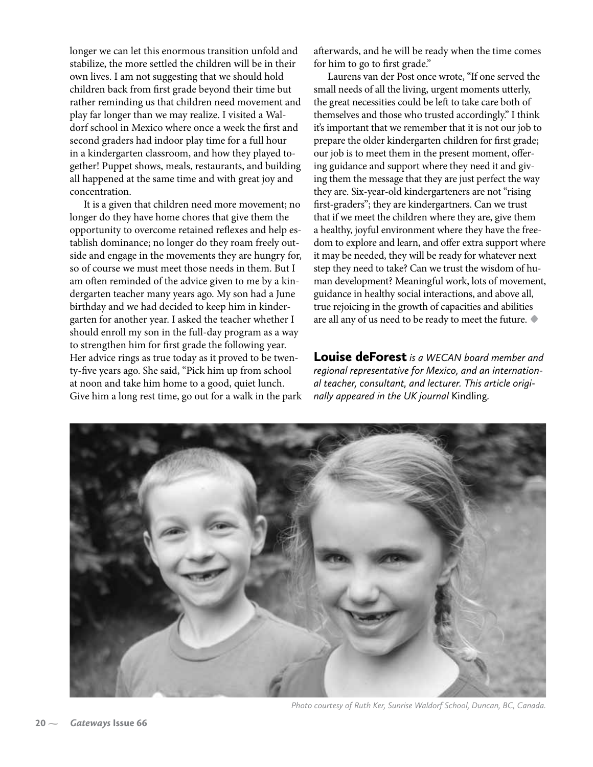longer we can let this enormous transition unfold and stabilize, the more settled the children will be in their own lives. I am not suggesting that we should hold children back from first grade beyond their time but rather reminding us that children need movement and play far longer than we may realize. I visited a Waldorf school in Mexico where once a week the first and second graders had indoor play time for a full hour in a kindergarten classroom, and how they played together! Puppet shows, meals, restaurants, and building all happened at the same time and with great joy and concentration.

It is a given that children need more movement; no longer do they have home chores that give them the opportunity to overcome retained reflexes and help establish dominance; no longer do they roam freely outside and engage in the movements they are hungry for, so of course we must meet those needs in them. But I am often reminded of the advice given to me by a kindergarten teacher many years ago. My son had a June birthday and we had decided to keep him in kindergarten for another year. I asked the teacher whether I should enroll my son in the full-day program as a way to strengthen him for first grade the following year. Her advice rings as true today as it proved to be twenty-five years ago. She said, "Pick him up from school at noon and take him home to a good, quiet lunch. Give him a long rest time, go out for a walk in the park afterwards, and he will be ready when the time comes for him to go to first grade."

Laurens van der Post once wrote, "If one served the small needs of all the living, urgent moments utterly, the great necessities could be left to take care both of themselves and those who trusted accordingly." I think it's important that we remember that it is not our job to prepare the older kindergarten children for first grade; our job is to meet them in the present moment, offering guidance and support where they need it and giving them the message that they are just perfect the way they are. Six-year-old kindergarteners are not "rising first-graders"; they are kindergartners. Can we trust that if we meet the children where they are, give them a healthy, joyful environment where they have the freedom to explore and learn, and offer extra support where it may be needed, they will be ready for whatever next step they need to take? Can we trust the wisdom of human development? Meaningful work, lots of movement, guidance in healthy social interactions, and above all, true rejoicing in the growth of capacities and abilities are all any of us need to be ready to meet the future. ◆

**Louise deForest** *is a WECAN board member and regional representative for Mexico, and an international teacher, consultant, and lecturer. This article originally appeared in the UK journal* Kindling.

*Photo courtesy of Ruth Ker, Sunrise Waldorf School, Duncan, BC, Canada.*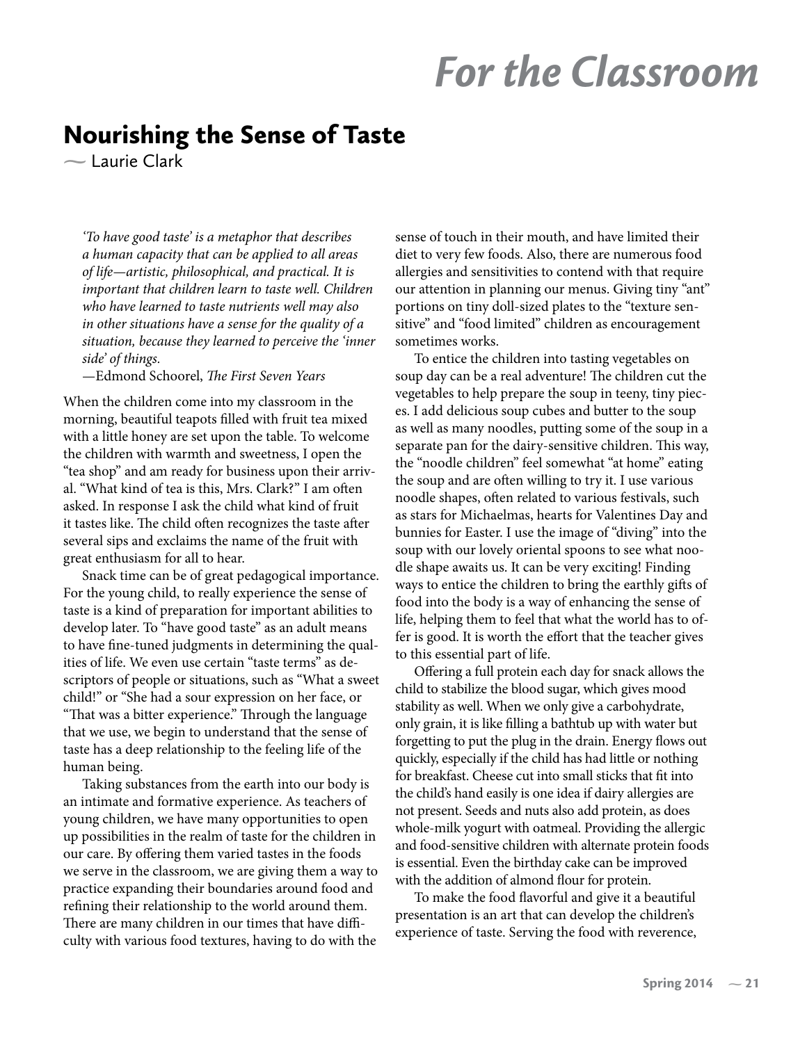# For the Classroom

## Nourishing the Sense of Taste

— Laurie Clark

> *'To have good taste' is a metaphor that describes a human capacity that can be applied to all areas of life—artistic, philosophical, and practical. It is important that children learn to taste well. Children who have learned to taste nutrients well may also in other situations have a sense for the quality of a situation, because they learned to perceive the 'inner side' of things.*
>
> —Edmond Schoorel, *The First Seven Years*

When the children come into my classroom in the morning, beautiful teapots filled with fruit tea mixed with a little honey are set upon the table. To welcome the children with warmth and sweetness, I open the "tea shop" and am ready for business upon their arrival. "What kind of tea is this, Mrs. Clark?" I am often asked. In response I ask the child what kind of fruit it tastes like. The child often recognizes the taste after several sips and exclaims the name of the fruit with great enthusiasm for all to hear.

Snack time can be of great pedagogical importance. For the young child, to really experience the sense of taste is a kind of preparation for important abilities to develop later. To "have good taste" as an adult means to have fine-tuned judgments in determining the qualities of life. We even use certain "taste terms" as descriptors of people or situations, such as "What a sweet child!" or "She had a sour expression on her face, or "That was a bitter experience." Through the language that we use, we begin to understand that the sense of taste has a deep relationship to the feeling life of the human being.

Taking substances from the earth into our body is an intimate and formative experience. As teachers of young children, we have many opportunities to open up possibilities in the realm of taste for the children in our care. By offering them varied tastes in the foods we serve in the classroom, we are giving them a way to practice expanding their boundaries around food and refining their relationship to the world around them. There are many children in our times that have difficulty with various food textures, having to do with the sense of touch in their mouth, and have limited their diet to very few foods. Also, there are numerous food allergies and sensitivities to contend with that require our attention in planning our menus. Giving tiny "ant" portions on tiny doll-sized plates to the "texture sensitive" and "food limited" children as encouragement sometimes works.

To entice the children into tasting vegetables on soup day can be a real adventure! The children cut the vegetables to help prepare the soup in teeny, tiny pieces. I add delicious soup cubes and butter to the soup as well as many noodles, putting some of the soup in a separate pan for the dairy-sensitive children. This way, the "noodle children" feel somewhat "at home" eating the soup and are often willing to try it. I use various noodle shapes, often related to various festivals, such as stars for Michaelmas, hearts for Valentines Day and bunnies for Easter. I use the image of "diving" into the soup with our lovely oriental spoons to see what noodle shape awaits us. It can be very exciting! Finding ways to entice the children to bring the earthly gifts of food into the body is a way of enhancing the sense of life, helping them to feel that what the world has to offer is good. It is worth the effort that the teacher gives to this essential part of life.

Offering a full protein each day for snack allows the child to stabilize the blood sugar, which gives mood stability as well. When we only give a carbohydrate, only grain, it is like filling a bathtub up with water but forgetting to put the plug in the drain. Energy flows out quickly, especially if the child has had little or nothing for breakfast. Cheese cut into small sticks that fit into the child's hand easily is one idea if dairy allergies are not present. Seeds and nuts also add protein, as does whole-milk yogurt with oatmeal. Providing the allergic and food-sensitive children with alternate protein foods is essential. Even the birthday cake can be improved with the addition of almond flour for protein.

To make the food flavorful and give it a beautiful presentation is an art that can develop the children's experience of taste. Serving the food with reverence,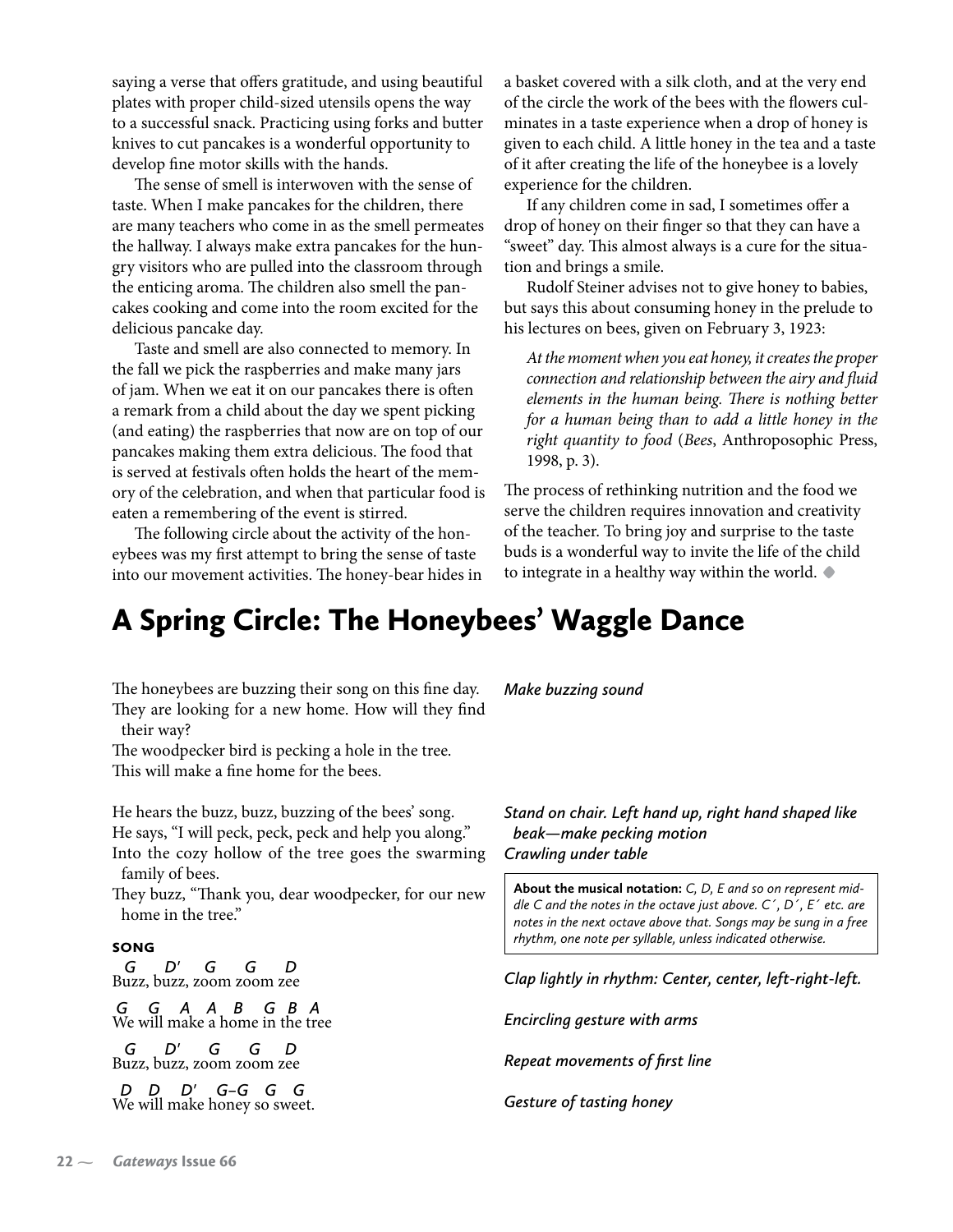saying a verse that offers gratitude, and using beautiful plates with proper child-sized utensils opens the way to a successful snack. Practicing using forks and butter knives to cut pancakes is a wonderful opportunity to develop fine motor skills with the hands.

The sense of smell is interwoven with the sense of taste. When I make pancakes for the children, there are many teachers who come in as the smell permeates the hallway. I always make extra pancakes for the hungry visitors who are pulled into the classroom through the enticing aroma. The children also smell the pancakes cooking and come into the room excited for the delicious pancake day.

Taste and smell are also connected to memory. In the fall we pick the raspberries and make many jars of jam. When we eat it on our pancakes there is often a remark from a child about the day we spent picking (and eating) the raspberries that now are on top of our pancakes making them extra delicious. The food that is served at festivals often holds the heart of the memory of the celebration, and when that particular food is eaten a remembering of the event is stirred.

The following circle about the activity of the honeybees was my first attempt to bring the sense of taste into our movement activities. The honey-bear hides in a basket covered with a silk cloth, and at the very end of the circle the work of the bees with the flowers culminates in a taste experience when a drop of honey is given to each child. A little honey in the tea and a taste of it after creating the life of the honeybee is a lovely experience for the children.

If any children come in sad, I sometimes offer a drop of honey on their finger so that they can have a "sweet" day. This almost always is a cure for the situation and brings a smile.

Rudolf Steiner advises not to give honey to babies, but says this about consuming honey in the prelude to his lectures on bees, given on February 3, 1923:

> *At the moment when you eat honey, it creates the proper connection and relationship between the airy and fluid elements in the human being. There is nothing better for a human being than to add a little honey in the right quantity to food* (*Bees*, Anthroposophic Press, 1998, p. 3).

The process of rethinking nutrition and the food we serve the children requires innovation and creativity of the teacher. To bring joy and surprise to the taste buds is a wonderful way to invite the life of the child to integrate in a healthy way within the world. ◆

# A Spring Circle: The Honeybees' Waggle Dance

The honeybees are buzzing their song on this fine day. — *Make buzzing sound*
They are looking for a new home. How will they find their way?
The woodpecker bird is pecking a hole in the tree.
This will make a fine home for the bees.

He hears the buzz, buzz, buzzing of the bees' song. — *Stand on chair. Left hand up, right hand shaped like beak—make pecking motion*
He says, "I will peck, peck, peck and help you along."
Into the cozy hollow of the tree goes the swarming family of bees. — *Crawling under table*
They buzz, "Thank you, dear woodpecker, for our new home in the tree."

**About the musical notation:** *C, D, E and so on represent middle C and the notes in the octave just above. C´, D´, E´ etc. are notes in the next octave above that. Songs may be sung in a free rhythm, one note per syllable, unless indicated otherwise.*

**SONG**

*G D' G G D*
Buzz, buzz, zoom zoom zee — *Clap lightly in rhythm: Center, center, left-right-left.*

*G G A A B G B A*
We will make a home in the tree — *Encircling gesture with arms*

*G D' G G D*
Buzz, buzz, zoom zoom zee — *Repeat movements of first line*

*D D D' G–G G G*
We will make honey so sweet. — *Gesture of tasting honey*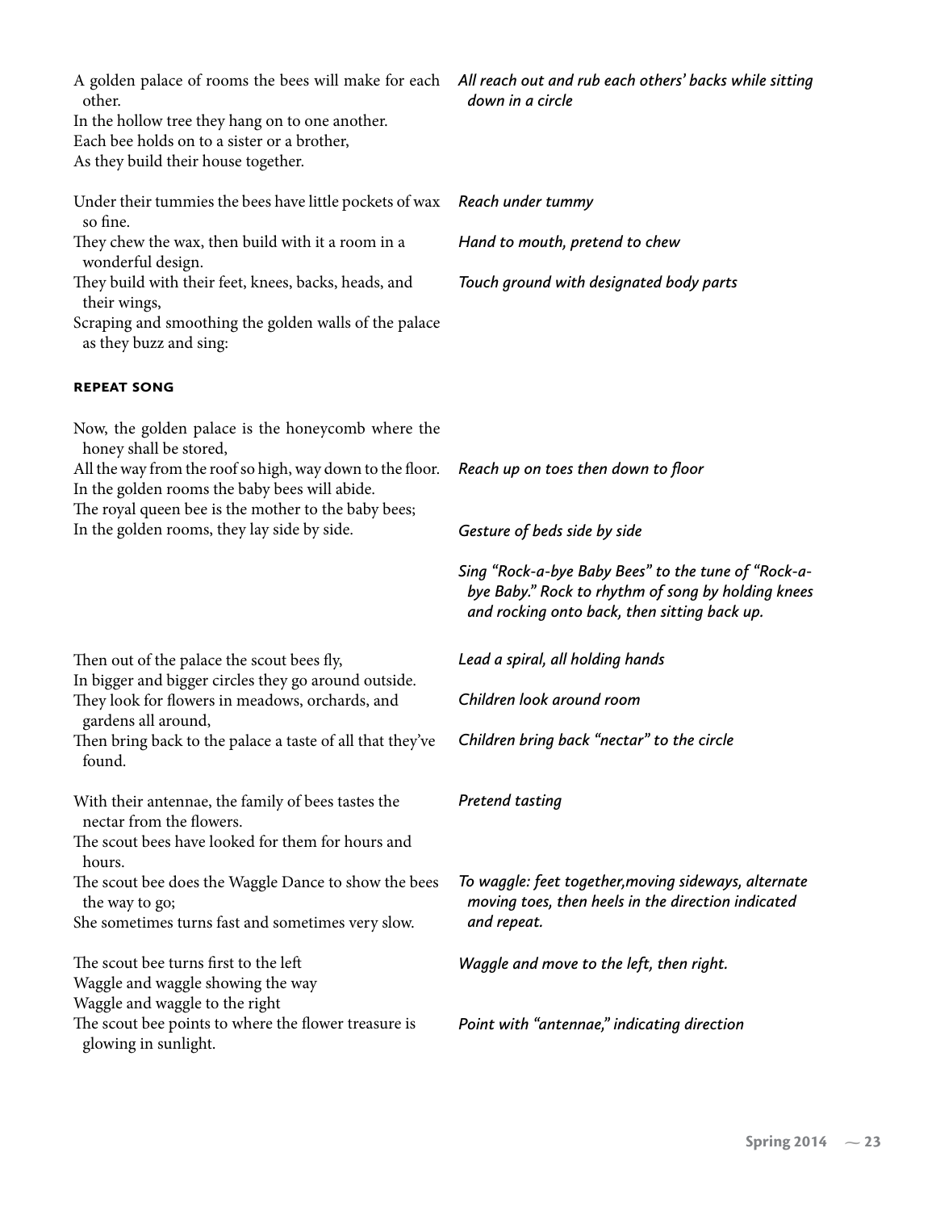A golden palace of rooms the bees will make for each other.
In the hollow tree they hang on to one another.
Each bee holds on to a sister or a brother,
As they build their house together.

*All reach out and rub each others' backs while sitting down in a circle*

Under their tummies the bees have little pockets of wax so fine.
*Reach under tummy*

They chew the wax, then build with it a room in a wonderful design.
*Hand to mouth, pretend to chew*

They build with their feet, knees, backs, heads, and their wings,
*Touch ground with designated body parts*

Scraping and smoothing the golden walls of the palace as they buzz and sing:

**REPEAT SONG**

Now, the golden palace is the honeycomb where the honey shall be stored,
All the way from the roof so high, way down to the floor.
*Reach up on toes then down to floor*

In the golden rooms the baby bees will abide.
The royal queen bee is the mother to the baby bees;
In the golden rooms, they lay side by side.
*Gesture of beds side by side*

*Sing "Rock-a-bye Baby Bees" to the tune of "Rock-a-bye Baby." Rock to rhythm of song by holding knees and rocking onto back, then sitting back up.*

Then out of the palace the scout bees fly,
*Lead a spiral, all holding hands*

In bigger and bigger circles they go around outside.
They look for flowers in meadows, orchards, and gardens all around,
*Children look around room*

Then bring back to the palace a taste of all that they've found.
*Children bring back "nectar" to the circle*

With their antennae, the family of bees tastes the nectar from the flowers.
*Pretend tasting*

The scout bees have looked for them for hours and hours.
The scout bee does the Waggle Dance to show the bees the way to go;
She sometimes turns fast and sometimes very slow.
*To waggle: feet together,moving sideways, alternate moving toes, then heels in the direction indicated and repeat.*

The scout bee turns first to the left
Waggle and waggle showing the way
*Waggle and move to the left, then right.*

Waggle and waggle to the right
The scout bee points to where the flower treasure is glowing in sunlight.
*Point with "antennae," indicating direction*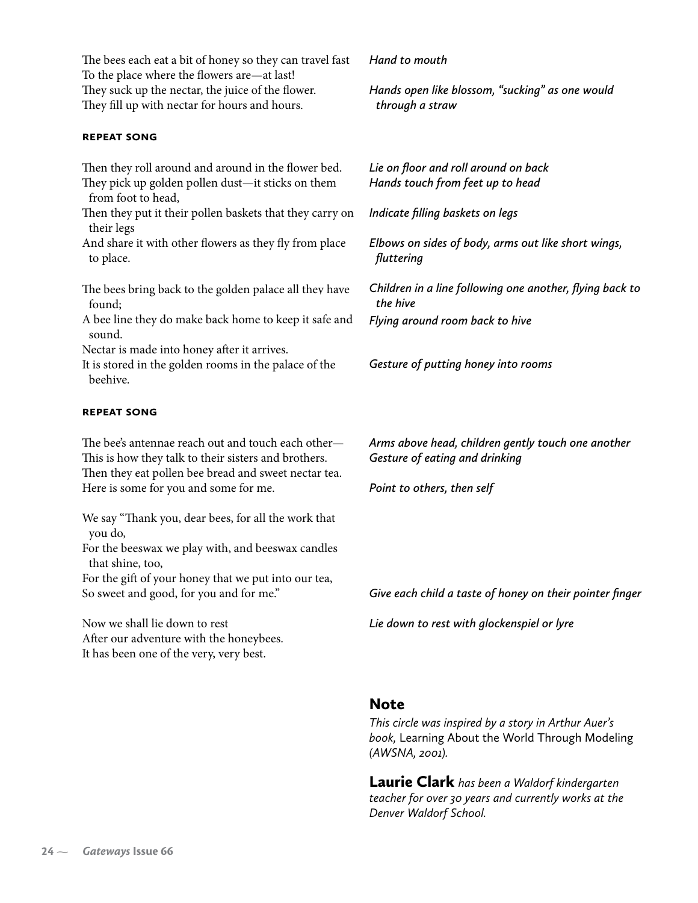| | |
|---|---|
| The bees each eat a bit of honey so they can travel fast | *Hand to mouth* |
| To the place where the flowers are—at last! | |
| They suck up the nectar, the juice of the flower. | *Hands open like blossom, "sucking" as one would through a straw* |
| They fill up with nectar for hours and hours. | |
| **REPEAT SONG** | |
| Then they roll around and around in the flower bed. | *Lie on floor and roll around on back* |
| They pick up golden pollen dust—it sticks on them from foot to head, | *Hands touch from feet up to head* |
| Then they put it their pollen baskets that they carry on their legs | *Indicate filling baskets on legs* |
| And share it with other flowers as they fly from place to place. | *Elbows on sides of body, arms out like short wings, fluttering* |
| The bees bring back to the golden palace all they have found; | *Children in a line following one another, flying back to the hive* |
| A bee line they do make back home to keep it safe and sound. | *Flying around room back to hive* |
| Nectar is made into honey after it arrives. | |
| It is stored in the golden rooms in the palace of the beehive. | *Gesture of putting honey into rooms* |
| **REPEAT SONG** | |
| The bee's antennae reach out and touch each other— | *Arms above head, children gently touch one another* |
| This is how they talk to their sisters and brothers. | *Gesture of eating and drinking* |
| Then they eat pollen bee bread and sweet nectar tea. | |
| Here is some for you and some for me. | *Point to others, then self* |
| We say "Thank you, dear bees, for all the work that you do, | |
| For the beeswax we play with, and beeswax candles that shine, too, | |
| For the gift of your honey that we put into our tea, | |
| So sweet and good, for you and for me." | *Give each child a taste of honey on their pointer finger* |
| Now we shall lie down to rest | *Lie down to rest with glockenspiel or lyre* |
| After our adventure with the honeybees. | |
| It has been one of the very, very best. | |

## Note

*This circle was inspired by a story in Arthur Auer's book,* Learning About the World Through Modeling *(AWSNA, 2001).*

**Laurie Clark** *has been a Waldorf kindergarten teacher for over 30 years and currently works at the Denver Waldorf School.*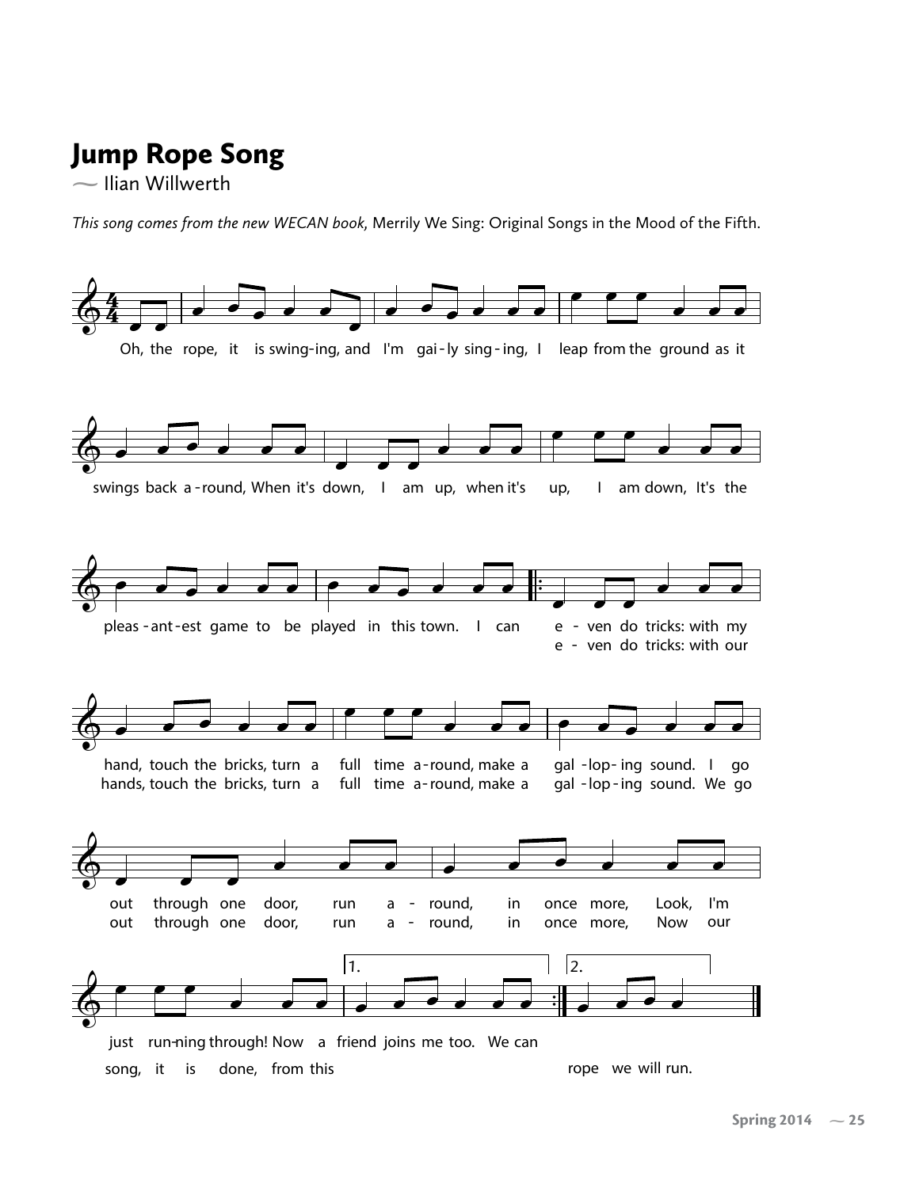# Jump Rope Song

~ Ilian Willwerth

*This song comes from the new WECAN book,* Merrily We Sing: Original Songs in the Mood of the Fifth.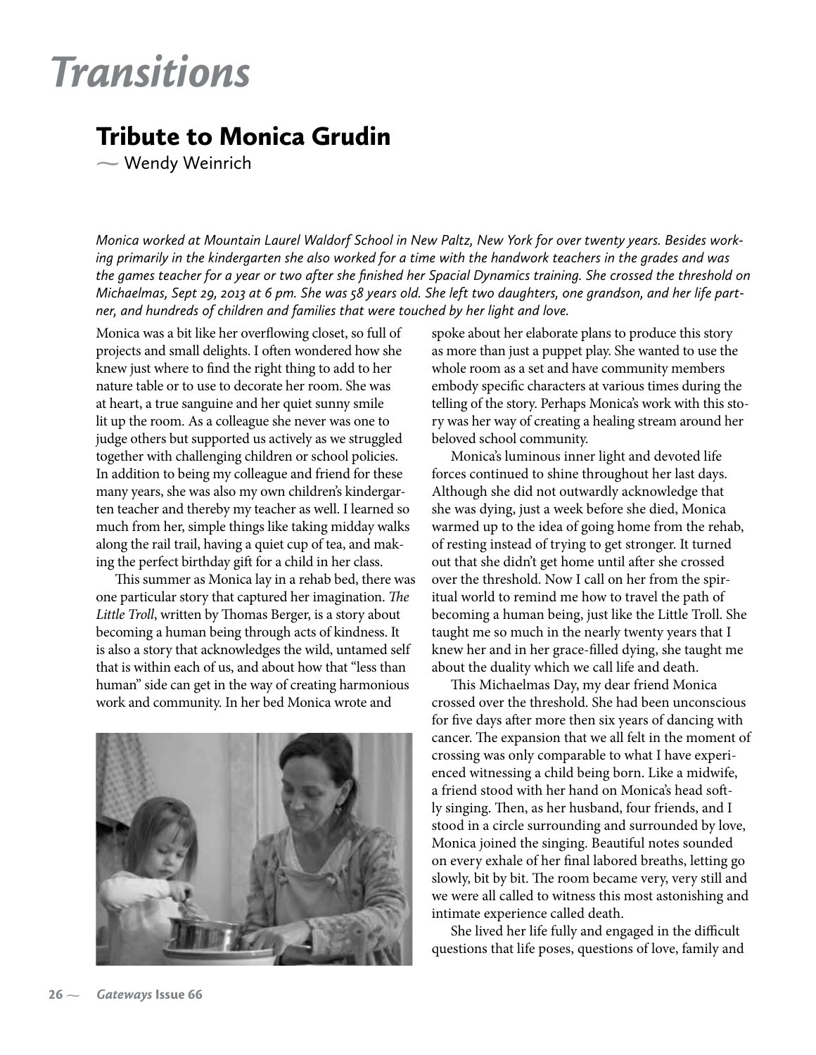# *Transitions*

## Tribute to Monica Grudin

~ Wendy Weinrich

*Monica worked at Mountain Laurel Waldorf School in New Paltz, New York for over twenty years. Besides working primarily in the kindergarten she also worked for a time with the handwork teachers in the grades and was the games teacher for a year or two after she finished her Spacial Dynamics training. She crossed the threshold on Michaelmas, Sept 29, 2013 at 6 pm. She was 58 years old. She left two daughters, one grandson, and her life partner, and hundreds of children and families that were touched by her light and love.*

Monica was a bit like her overflowing closet, so full of projects and small delights. I often wondered how she knew just where to find the right thing to add to her nature table or to use to decorate her room. She was at heart, a true sanguine and her quiet sunny smile lit up the room. As a colleague she never was one to judge others but supported us actively as we struggled together with challenging children or school policies. In addition to being my colleague and friend for these many years, she was also my own children's kindergarten teacher and thereby my teacher as well. I learned so much from her, simple things like taking midday walks along the rail trail, having a quiet cup of tea, and making the perfect birthday gift for a child in her class.

This summer as Monica lay in a rehab bed, there was one particular story that captured her imagination. *The Little Troll*, written by Thomas Berger, is a story about becoming a human being through acts of kindness. It is also a story that acknowledges the wild, untamed self that is within each of us, and about how that "less than human" side can get in the way of creating harmonious work and community. In her bed Monica wrote and spoke about her elaborate plans to produce this story as more than just a puppet play. She wanted to use the whole room as a set and have community members embody specific characters at various times during the telling of the story. Perhaps Monica's work with this story was her way of creating a healing stream around her beloved school community.

Monica's luminous inner light and devoted life forces continued to shine throughout her last days. Although she did not outwardly acknowledge that she was dying, just a week before she died, Monica warmed up to the idea of going home from the rehab, of resting instead of trying to get stronger. It turned out that she didn't get home until after she crossed over the threshold. Now I call on her from the spiritual world to remind me how to travel the path of becoming a human being, just like the Little Troll. She taught me so much in the nearly twenty years that I knew her and in her grace-filled dying, she taught me about the duality which we call life and death.

This Michaelmas Day, my dear friend Monica crossed over the threshold. She had been unconscious for five days after more then six years of dancing with cancer. The expansion that we all felt in the moment of crossing was only comparable to what I have experienced witnessing a child being born. Like a midwife, a friend stood with her hand on Monica's head softly singing. Then, as her husband, four friends, and I stood in a circle surrounding and surrounded by love, Monica joined the singing. Beautiful notes sounded on every exhale of her final labored breaths, letting go slowly, bit by bit. The room became very, very still and we were all called to witness this most astonishing and intimate experience called death.

She lived her life fully and engaged in the difficult questions that life poses, questions of love, family and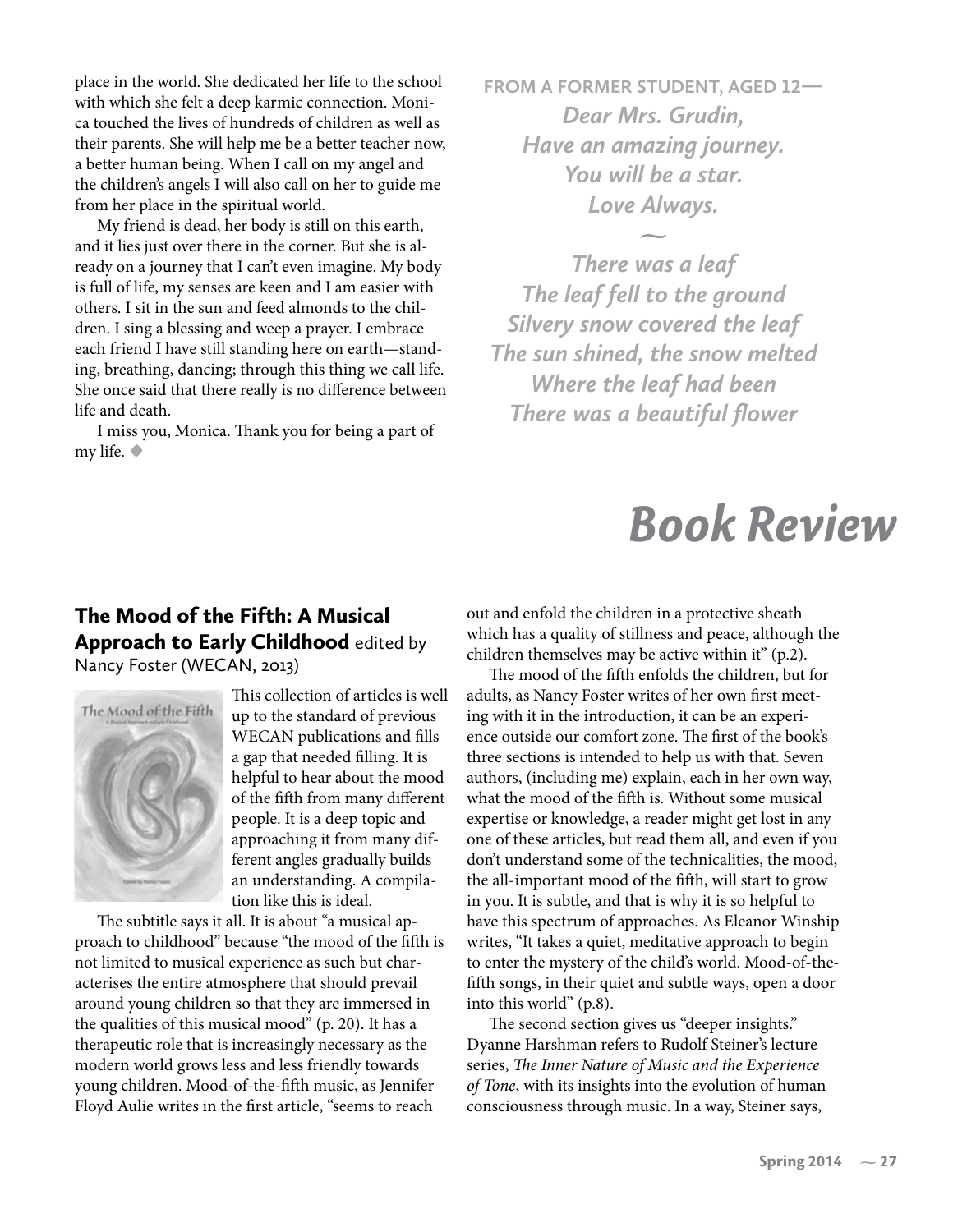place in the world. She dedicated her life to the school with which she felt a deep karmic connection. Monica touched the lives of hundreds of children as well as their parents. She will help me be a better teacher now, a better human being. When I call on my angel and the children's angels I will also call on her to guide me from her place in the spiritual world.

My friend is dead, her body is still on this earth, and it lies just over there in the corner. But she is already on a journey that I can't even imagine. My body is full of life, my senses are keen and I am easier with others. I sit in the sun and feed almonds to the children. I sing a blessing and weep a prayer. I embrace each friend I have still standing here on earth—standing, breathing, dancing; through this thing we call life. She once said that there really is no difference between life and death.

I miss you, Monica. Thank you for being a part of my life. ◆

**FROM A FORMER STUDENT, AGED 12—**

***Dear Mrs. Grudin,***
***Have an amazing journey.***
***You will be a star.***
***Love Always.***

~

***There was a leaf***
***The leaf fell to the ground***
***Silvery snow covered the leaf***
***The sun shined, the snow melted***
***Where the leaf had been***
***There was a beautiful flower***

# *Book Review*

## The Mood of the Fifth: A Musical Approach to Early Childhood edited by Nancy Foster (WECAN, 2013)

This collection of articles is well up to the standard of previous WECAN publications and fills a gap that needed filling. It is helpful to hear about the mood of the fifth from many different people. It is a deep topic and approaching it from many different angles gradually builds an understanding. A compilation like this is ideal.

The subtitle says it all. It is about "a musical approach to childhood" because "the mood of the fifth is not limited to musical experience as such but characterises the entire atmosphere that should prevail around young children so that they are immersed in the qualities of this musical mood" (p. 20). It has a therapeutic role that is increasingly necessary as the modern world grows less and less friendly towards young children. Mood-of-the-fifth music, as Jennifer Floyd Aulie writes in the first article, "seems to reach out and enfold the children in a protective sheath which has a quality of stillness and peace, although the children themselves may be active within it" (p.2).

The mood of the fifth enfolds the children, but for adults, as Nancy Foster writes of her own first meeting with it in the introduction, it can be an experience outside our comfort zone. The first of the book's three sections is intended to help us with that. Seven authors, (including me) explain, each in her own way, what the mood of the fifth is. Without some musical expertise or knowledge, a reader might get lost in any one of these articles, but read them all, and even if you don't understand some of the technicalities, the mood, the all-important mood of the fifth, will start to grow in you. It is subtle, and that is why it is so helpful to have this spectrum of approaches. As Eleanor Winship writes, "It takes a quiet, meditative approach to begin to enter the mystery of the child's world. Mood-of-the-fifth songs, in their quiet and subtle ways, open a door into this world" (p.8).

The second section gives us "deeper insights." Dyanne Harshman refers to Rudolf Steiner's lecture series, *The Inner Nature of Music and the Experience of Tone*, with its insights into the evolution of human consciousness through music. In a way, Steiner says,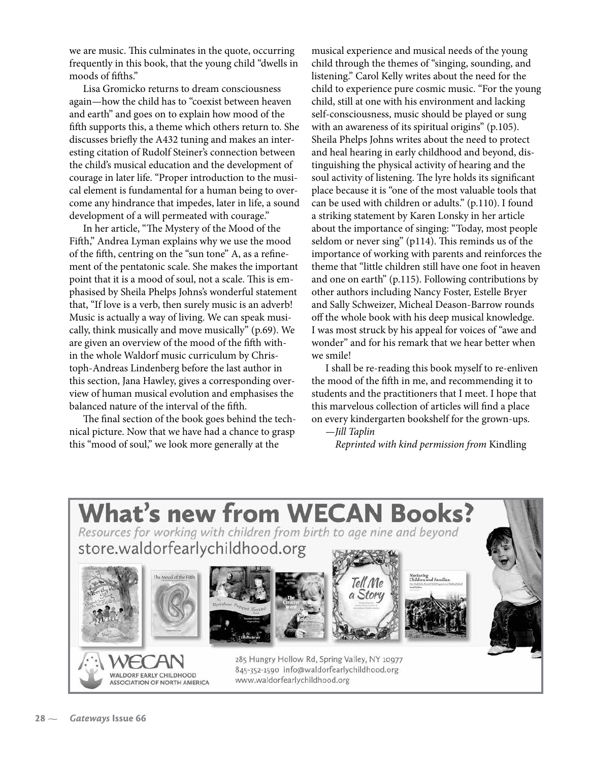we are music. This culminates in the quote, occurring frequently in this book, that the young child "dwells in moods of fifths."

Lisa Gromicko returns to dream consciousness again—how the child has to "coexist between heaven and earth" and goes on to explain how mood of the fifth supports this, a theme which others return to. She discusses briefly the A432 tuning and makes an interesting citation of Rudolf Steiner's connection between the child's musical education and the development of courage in later life. "Proper introduction to the musical element is fundamental for a human being to overcome any hindrance that impedes, later in life, a sound development of a will permeated with courage."

In her article, "The Mystery of the Mood of the Fifth," Andrea Lyman explains why we use the mood of the fifth, centring on the "sun tone" A, as a refinement of the pentatonic scale. She makes the important point that it is a mood of soul, not a scale. This is emphasised by Sheila Phelps Johns's wonderful statement that, "If love is a verb, then surely music is an adverb! Music is actually a way of living. We can speak musically, think musically and move musically" (p.69). We are given an overview of the mood of the fifth within the whole Waldorf music curriculum by Christoph-Andreas Lindenberg before the last author in this section, Jana Hawley, gives a corresponding overview of human musical evolution and emphasises the balanced nature of the interval of the fifth.

The final section of the book goes behind the technical picture. Now that we have had a chance to grasp this "mood of soul," we look more generally at the musical experience and musical needs of the young child through the themes of "singing, sounding, and listening." Carol Kelly writes about the need for the child to experience pure cosmic music. "For the young child, still at one with his environment and lacking self-consciousness, music should be played or sung with an awareness of its spiritual origins" (p.105). Sheila Phelps Johns writes about the need to protect and heal hearing in early childhood and beyond, distinguishing the physical activity of hearing and the soul activity of listening. The lyre holds its significant place because it is "one of the most valuable tools that can be used with children or adults." (p.110). I found a striking statement by Karen Lonsky in her article about the importance of singing: "Today, most people seldom or never sing" (p114). This reminds us of the importance of working with parents and reinforces the theme that "little children still have one foot in heaven and one on earth" (p.115). Following contributions by other authors including Nancy Foster, Estelle Bryer and Sally Schweizer, Micheal Deason-Barrow rounds off the whole book with his deep musical knowledge. I was most struck by his appeal for voices of "awe and wonder" and for his remark that we hear better when we smile!

I shall be re-reading this book myself to re-enliven the mood of the fifth in me, and recommending it to students and the practitioners that I meet. I hope that this marvelous collection of articles will find a place on every kindergarten bookshelf for the grown-ups.

*—Jill Taplin*

*Reprinted with kind permission from* Kindling

# What's new from WECAN Books?

*Resources for working with children from birth to age nine and beyond*

store.waldorfearlychildhood.org

WECAN
WALDORF EARLY CHILDHOOD ASSOCIATION OF NORTH AMERICA

285 Hungry Hollow Rd, Spring Valley, NY 10977
845-352-1590 info@waldorfearlychildhood.org
www.waldorfearlychildhood.org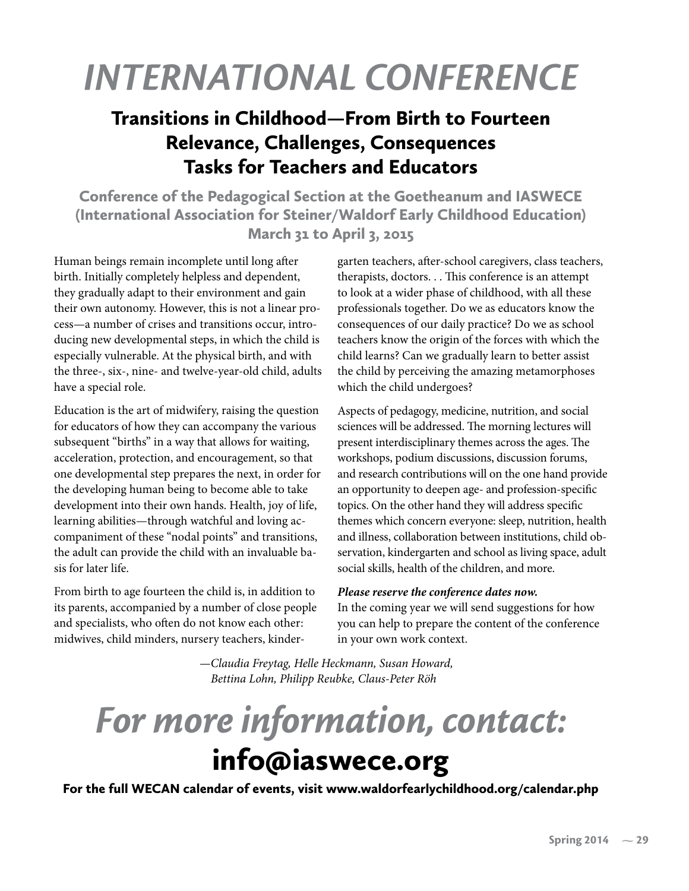# INTERNATIONAL CONFERENCE

## Transitions in Childhood—From Birth to Fourteen
## Relevance, Challenges, Consequences
## Tasks for Teachers and Educators

### Conference of the Pedagogical Section at the Goetheanum and IASWECE (International Association for Steiner/Waldorf Early Childhood Education)
### March 31 to April 3, 2015

Human beings remain incomplete until long after birth. Initially completely helpless and dependent, they gradually adapt to their environment and gain their own autonomy. However, this is not a linear process—a number of crises and transitions occur, introducing new developmental steps, in which the child is especially vulnerable. At the physical birth, and with the three-, six-, nine- and twelve-year-old child, adults have a special role.

Education is the art of midwifery, raising the question for educators of how they can accompany the various subsequent "births" in a way that allows for waiting, acceleration, protection, and encouragement, so that one developmental step prepares the next, in order for the developing human being to become able to take development into their own hands. Health, joy of life, learning abilities—through watchful and loving accompaniment of these "nodal points" and transitions, the adult can provide the child with an invaluable basis for later life.

From birth to age fourteen the child is, in addition to its parents, accompanied by a number of close people and specialists, who often do not know each other: midwives, child minders, nursery teachers, kindergarten teachers, after-school caregivers, class teachers, therapists, doctors. . . This conference is an attempt to look at a wider phase of childhood, with all these professionals together. Do we as educators know the consequences of our daily practice? Do we as school teachers know the origin of the forces with which the child learns? Can we gradually learn to better assist the child by perceiving the amazing metamorphoses which the child undergoes?

Aspects of pedagogy, medicine, nutrition, and social sciences will be addressed. The morning lectures will present interdisciplinary themes across the ages. The workshops, podium discussions, discussion forums, and research contributions will on the one hand provide an opportunity to deepen age- and profession-specific topics. On the other hand they will address specific themes which concern everyone: sleep, nutrition, health and illness, collaboration between institutions, child observation, kindergarten and school as living space, adult social skills, health of the children, and more.

***Please reserve the conference dates now.***
In the coming year we will send suggestions for how you can help to prepare the content of the conference in your own work context.

*—Claudia Freytag, Helle Heckmann, Susan Howard, Bettina Lohn, Philipp Reubke, Claus-Peter Röh*

# *For more information, contact:*
# info@iaswece.org

**For the full WECAN calendar of events, visit www.waldorfearlychildhood.org/calendar.php**